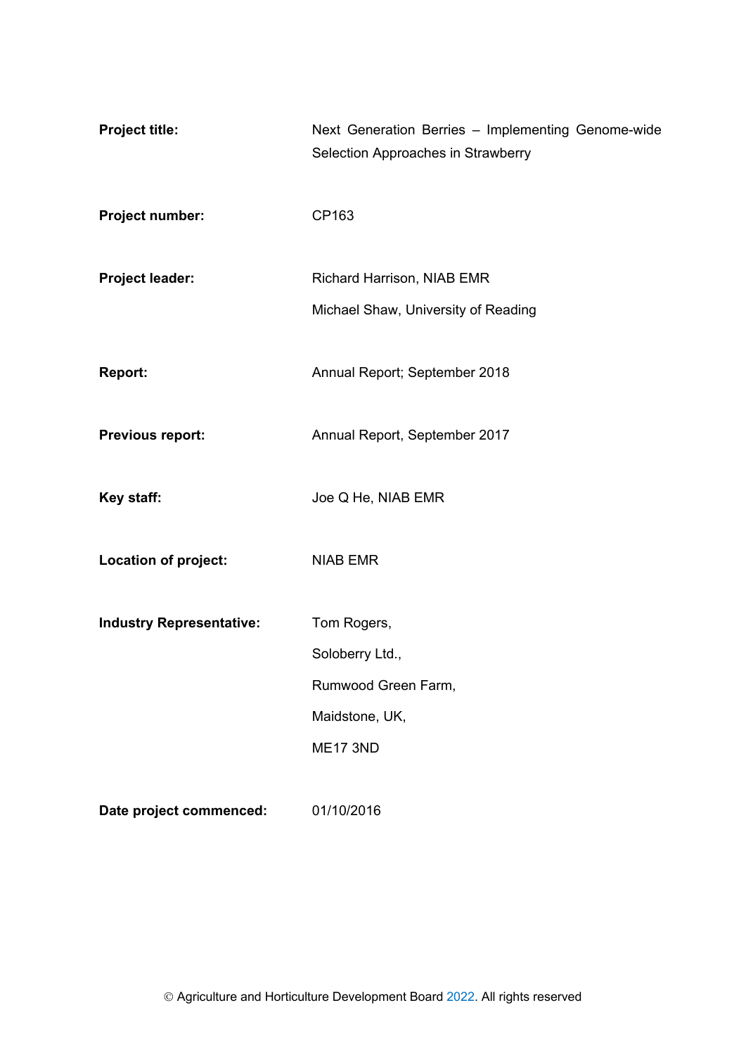| | |
|---|---|
| **Project title:** | Next Generation Berries – Implementing Genome-wide Selection Approaches in Strawberry |
| **Project number:** | CP163 |
| **Project leader:** | Richard Harrison, NIAB EMR<br>Michael Shaw, University of Reading |
| **Report:** | Annual Report; September 2018 |
| **Previous report:** | Annual Report, September 2017 |
| **Key staff:** | Joe Q He, NIAB EMR |
| **Location of project:** | NIAB EMR |
| **Industry Representative:** | Tom Rogers,<br>Soloberry Ltd.,<br>Rumwood Green Farm,<br>Maidstone, UK,<br>ME17 3ND |
| **Date project commenced:** | 01/10/2016 |

© Agriculture and Horticulture Development Board 2022. All rights reserved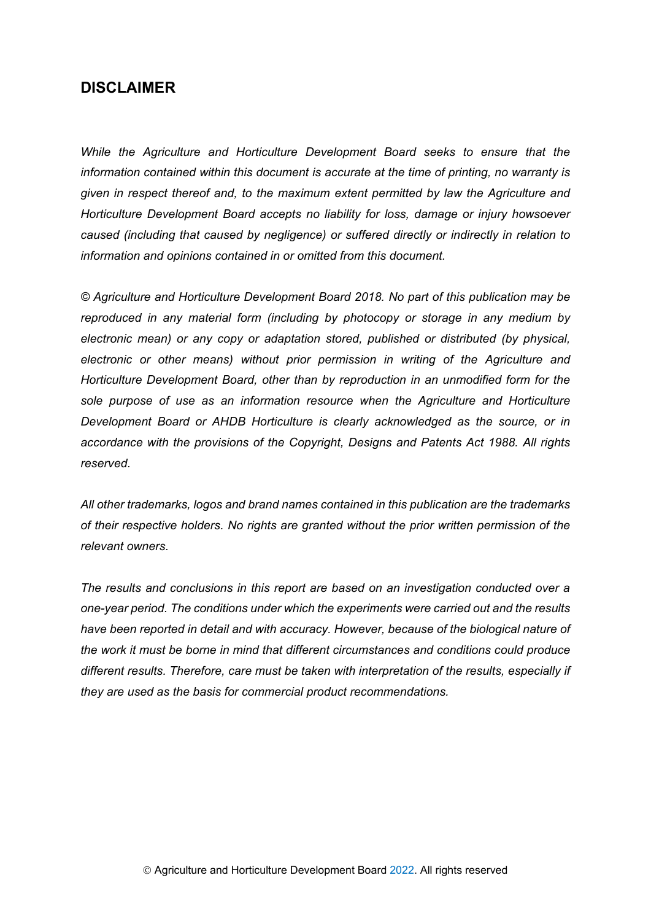## DISCLAIMER

*While the Agriculture and Horticulture Development Board seeks to ensure that the information contained within this document is accurate at the time of printing, no warranty is given in respect thereof and, to the maximum extent permitted by law the Agriculture and Horticulture Development Board accepts no liability for loss, damage or injury howsoever caused (including that caused by negligence) or suffered directly or indirectly in relation to information and opinions contained in or omitted from this document.*

*© Agriculture and Horticulture Development Board 2018. No part of this publication may be reproduced in any material form (including by photocopy or storage in any medium by electronic mean) or any copy or adaptation stored, published or distributed (by physical, electronic or other means) without prior permission in writing of the Agriculture and Horticulture Development Board, other than by reproduction in an unmodified form for the sole purpose of use as an information resource when the Agriculture and Horticulture Development Board or AHDB Horticulture is clearly acknowledged as the source, or in accordance with the provisions of the Copyright, Designs and Patents Act 1988. All rights reserved.*

*All other trademarks, logos and brand names contained in this publication are the trademarks of their respective holders. No rights are granted without the prior written permission of the relevant owners.*

*The results and conclusions in this report are based on an investigation conducted over a one-year period. The conditions under which the experiments were carried out and the results have been reported in detail and with accuracy. However, because of the biological nature of the work it must be borne in mind that different circumstances and conditions could produce different results. Therefore, care must be taken with interpretation of the results, especially if they are used as the basis for commercial product recommendations.*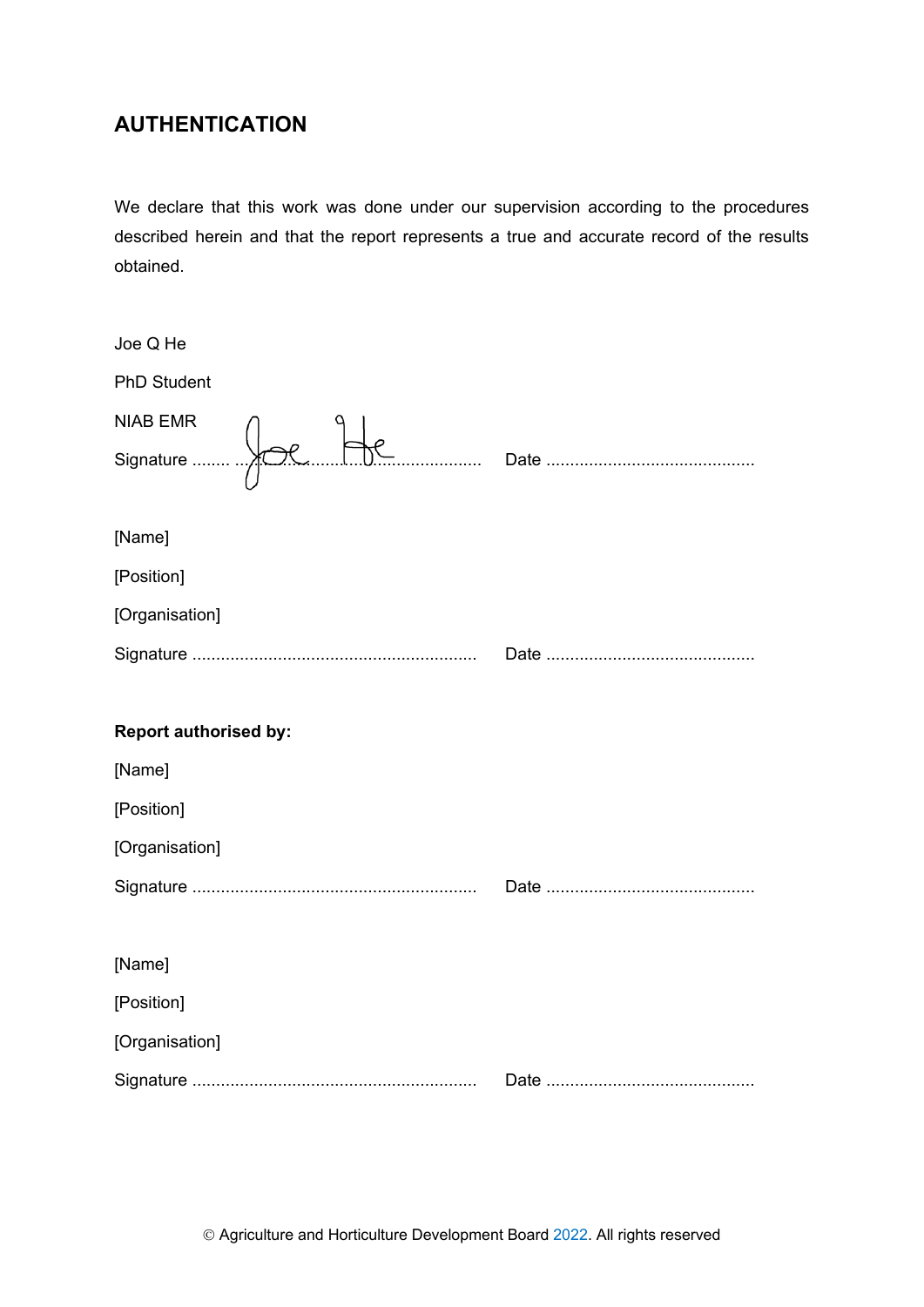## AUTHENTICATION

We declare that this work was done under our supervision according to the procedures described herein and that the report represents a true and accurate record of the results obtained.

Joe Q He

PhD Student

NIAB EMR

Signature ........................................................... Date ............................................

[Name]

[Position]

[Organisation]

Signature ........................................................... Date ............................................

**Report authorised by:**

[Name]

[Position]

[Organisation]

Signature ........................................................... Date ............................................

[Name]

[Position]

[Organisation]

Signature ........................................................... Date ............................................

© Agriculture and Horticulture Development Board 2022. All rights reserved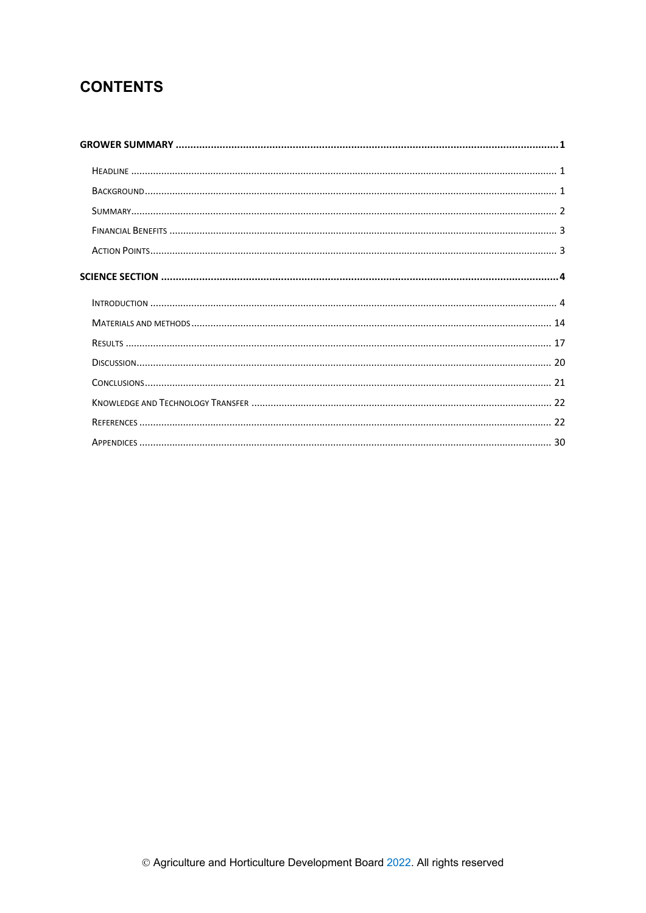# CONTENTS

**GROWER SUMMARY** .......... **1**

- Headline .......... 1
- Background .......... 1
- Summary .......... 2
- Financial Benefits .......... 3
- Action Points .......... 3

**SCIENCE SECTION** .......... **4**

- Introduction .......... 4
- Materials and methods .......... 14
- Results .......... 17
- Discussion .......... 20
- Conclusions .......... 21
- Knowledge and Technology Transfer .......... 22
- References .......... 22
- Appendices .......... 30

© Agriculture and Horticulture Development Board 2022. All rights reserved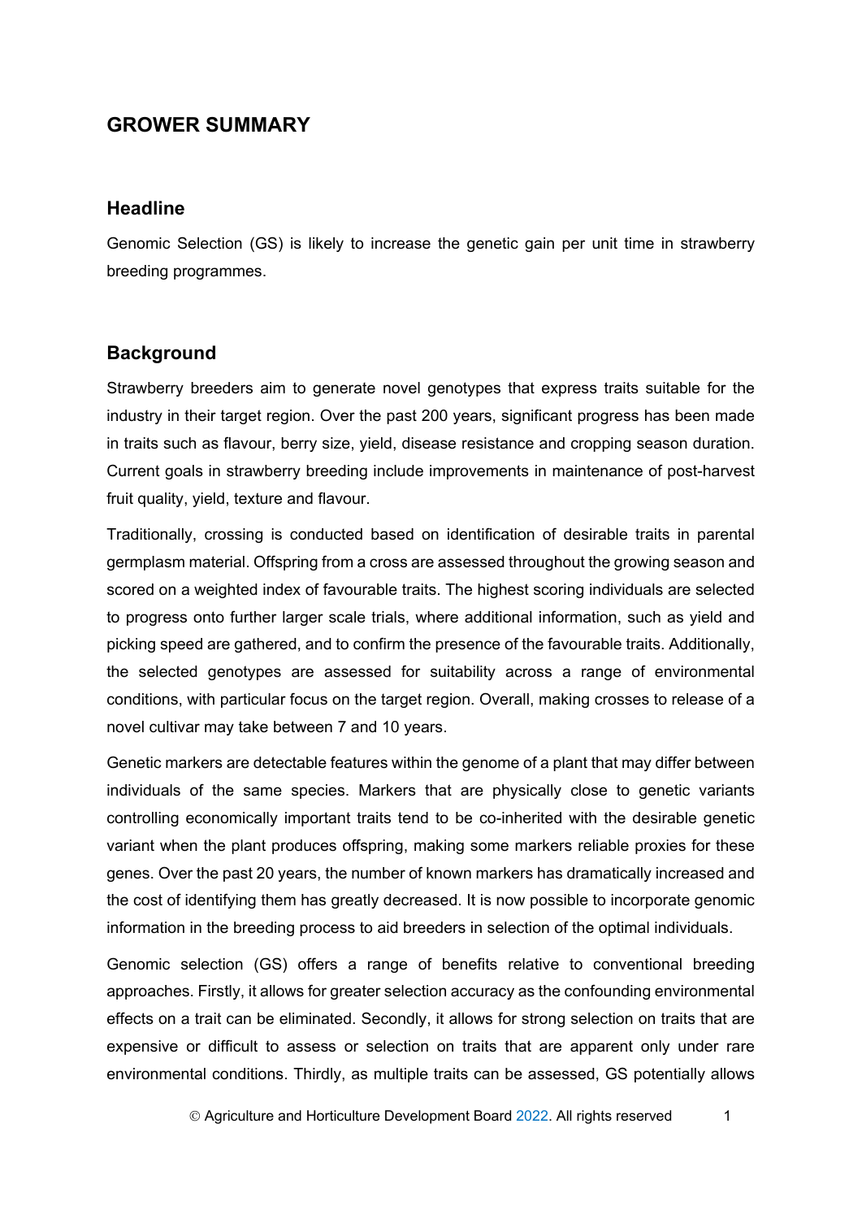## GROWER SUMMARY

### Headline

Genomic Selection (GS) is likely to increase the genetic gain per unit time in strawberry breeding programmes.

### Background

Strawberry breeders aim to generate novel genotypes that express traits suitable for the industry in their target region. Over the past 200 years, significant progress has been made in traits such as flavour, berry size, yield, disease resistance and cropping season duration. Current goals in strawberry breeding include improvements in maintenance of post-harvest fruit quality, yield, texture and flavour.

Traditionally, crossing is conducted based on identification of desirable traits in parental germplasm material. Offspring from a cross are assessed throughout the growing season and scored on a weighted index of favourable traits. The highest scoring individuals are selected to progress onto further larger scale trials, where additional information, such as yield and picking speed are gathered, and to confirm the presence of the favourable traits. Additionally, the selected genotypes are assessed for suitability across a range of environmental conditions, with particular focus on the target region. Overall, making crosses to release of a novel cultivar may take between 7 and 10 years.

Genetic markers are detectable features within the genome of a plant that may differ between individuals of the same species. Markers that are physically close to genetic variants controlling economically important traits tend to be co-inherited with the desirable genetic variant when the plant produces offspring, making some markers reliable proxies for these genes. Over the past 20 years, the number of known markers has dramatically increased and the cost of identifying them has greatly decreased. It is now possible to incorporate genomic information in the breeding process to aid breeders in selection of the optimal individuals.

Genomic selection (GS) offers a range of benefits relative to conventional breeding approaches. Firstly, it allows for greater selection accuracy as the confounding environmental effects on a trait can be eliminated. Secondly, it allows for strong selection on traits that are expensive or difficult to assess or selection on traits that are apparent only under rare environmental conditions. Thirdly, as multiple traits can be assessed, GS potentially allows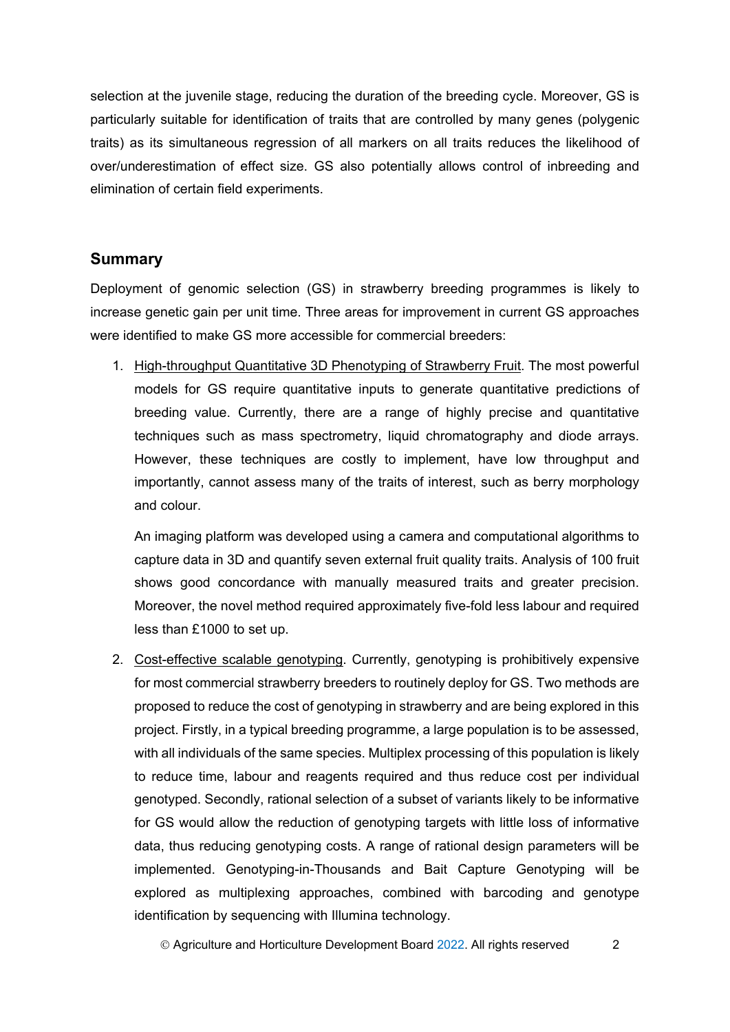selection at the juvenile stage, reducing the duration of the breeding cycle. Moreover, GS is particularly suitable for identification of traits that are controlled by many genes (polygenic traits) as its simultaneous regression of all markers on all traits reduces the likelihood of over/underestimation of effect size. GS also potentially allows control of inbreeding and elimination of certain field experiments.

## Summary

Deployment of genomic selection (GS) in strawberry breeding programmes is likely to increase genetic gain per unit time. Three areas for improvement in current GS approaches were identified to make GS more accessible for commercial breeders:

1. High-throughput Quantitative 3D Phenotyping of Strawberry Fruit. The most powerful models for GS require quantitative inputs to generate quantitative predictions of breeding value. Currently, there are a range of highly precise and quantitative techniques such as mass spectrometry, liquid chromatography and diode arrays. However, these techniques are costly to implement, have low throughput and importantly, cannot assess many of the traits of interest, such as berry morphology and colour.

   An imaging platform was developed using a camera and computational algorithms to capture data in 3D and quantify seven external fruit quality traits. Analysis of 100 fruit shows good concordance with manually measured traits and greater precision. Moreover, the novel method required approximately five-fold less labour and required less than £1000 to set up.

2. Cost-effective scalable genotyping. Currently, genotyping is prohibitively expensive for most commercial strawberry breeders to routinely deploy for GS. Two methods are proposed to reduce the cost of genotyping in strawberry and are being explored in this project. Firstly, in a typical breeding programme, a large population is to be assessed, with all individuals of the same species. Multiplex processing of this population is likely to reduce time, labour and reagents required and thus reduce cost per individual genotyped. Secondly, rational selection of a subset of variants likely to be informative for GS would allow the reduction of genotyping targets with little loss of informative data, thus reducing genotyping costs. A range of rational design parameters will be implemented. Genotyping-in-Thousands and Bait Capture Genotyping will be explored as multiplexing approaches, combined with barcoding and genotype identification by sequencing with Illumina technology.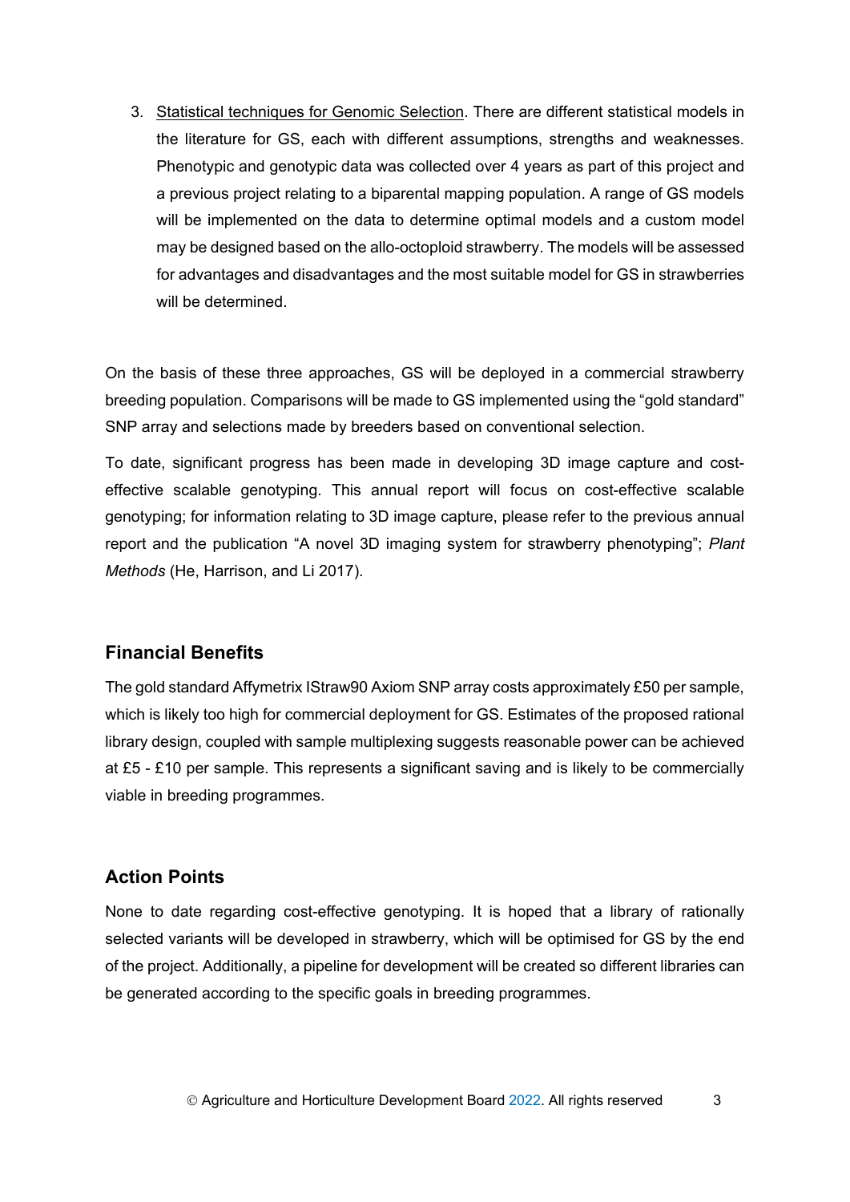3. <u>Statistical techniques for Genomic Selection</u>. There are different statistical models in the literature for GS, each with different assumptions, strengths and weaknesses. Phenotypic and genotypic data was collected over 4 years as part of this project and a previous project relating to a biparental mapping population. A range of GS models will be implemented on the data to determine optimal models and a custom model may be designed based on the allo-octoploid strawberry. The models will be assessed for advantages and disadvantages and the most suitable model for GS in strawberries will be determined.

On the basis of these three approaches, GS will be deployed in a commercial strawberry breeding population. Comparisons will be made to GS implemented using the "gold standard" SNP array and selections made by breeders based on conventional selection.

To date, significant progress has been made in developing 3D image capture and cost-effective scalable genotyping. This annual report will focus on cost-effective scalable genotyping; for information relating to 3D image capture, please refer to the previous annual report and the publication "A novel 3D imaging system for strawberry phenotyping"; *Plant Methods* (He, Harrison, and Li 2017).

## Financial Benefits

The gold standard Affymetrix IStraw90 Axiom SNP array costs approximately £50 per sample, which is likely too high for commercial deployment for GS. Estimates of the proposed rational library design, coupled with sample multiplexing suggests reasonable power can be achieved at £5 - £10 per sample. This represents a significant saving and is likely to be commercially viable in breeding programmes.

## Action Points

None to date regarding cost-effective genotyping. It is hoped that a library of rationally selected variants will be developed in strawberry, which will be optimised for GS by the end of the project. Additionally, a pipeline for development will be created so different libraries can be generated according to the specific goals in breeding programmes.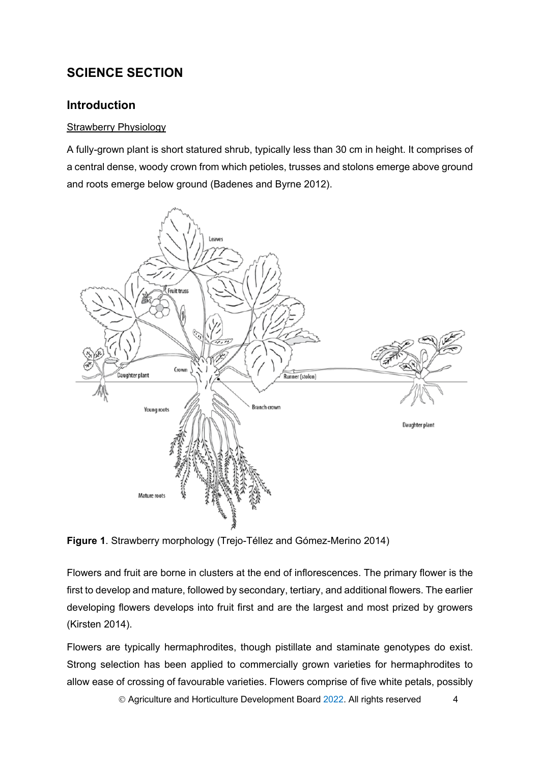## SCIENCE SECTION

### Introduction

Strawberry Physiology

A fully-grown plant is short statured shrub, typically less than 30 cm in height. It comprises of a central dense, woody crown from which petioles, trusses and stolons emerge above ground and roots emerge below ground (Badenes and Byrne 2012).

**Figure 1**. Strawberry morphology (Trejo-Téllez and Gómez-Merino 2014)

Flowers and fruit are borne in clusters at the end of inflorescences. The primary flower is the first to develop and mature, followed by secondary, tertiary, and additional flowers. The earlier developing flowers develops into fruit first and are the largest and most prized by growers (Kirsten 2014).

Flowers are typically hermaphrodites, though pistillate and staminate genotypes do exist. Strong selection has been applied to commercially grown varieties for hermaphrodites to allow ease of crossing of favourable varieties. Flowers comprise of five white petals, possibly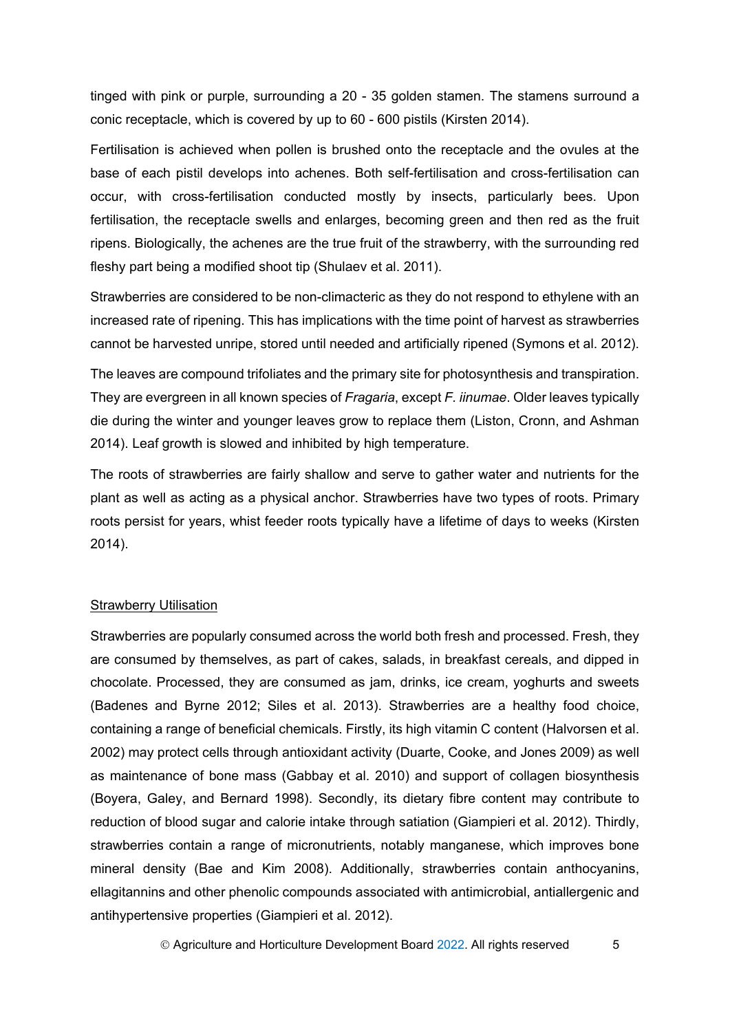tinged with pink or purple, surrounding a 20 - 35 golden stamen. The stamens surround a conic receptacle, which is covered by up to 60 - 600 pistils (Kirsten 2014).

Fertilisation is achieved when pollen is brushed onto the receptacle and the ovules at the base of each pistil develops into achenes. Both self-fertilisation and cross-fertilisation can occur, with cross-fertilisation conducted mostly by insects, particularly bees. Upon fertilisation, the receptacle swells and enlarges, becoming green and then red as the fruit ripens. Biologically, the achenes are the true fruit of the strawberry, with the surrounding red fleshy part being a modified shoot tip (Shulaev et al. 2011).

Strawberries are considered to be non-climacteric as they do not respond to ethylene with an increased rate of ripening. This has implications with the time point of harvest as strawberries cannot be harvested unripe, stored until needed and artificially ripened (Symons et al. 2012).

The leaves are compound trifoliates and the primary site for photosynthesis and transpiration. They are evergreen in all known species of *Fragaria*, except *F. iinumae*. Older leaves typically die during the winter and younger leaves grow to replace them (Liston, Cronn, and Ashman 2014). Leaf growth is slowed and inhibited by high temperature.

The roots of strawberries are fairly shallow and serve to gather water and nutrients for the plant as well as acting as a physical anchor. Strawberries have two types of roots. Primary roots persist for years, whist feeder roots typically have a lifetime of days to weeks (Kirsten 2014).

## Strawberry Utilisation

Strawberries are popularly consumed across the world both fresh and processed. Fresh, they are consumed by themselves, as part of cakes, salads, in breakfast cereals, and dipped in chocolate. Processed, they are consumed as jam, drinks, ice cream, yoghurts and sweets (Badenes and Byrne 2012; Siles et al. 2013). Strawberries are a healthy food choice, containing a range of beneficial chemicals. Firstly, its high vitamin C content (Halvorsen et al. 2002) may protect cells through antioxidant activity (Duarte, Cooke, and Jones 2009) as well as maintenance of bone mass (Gabbay et al. 2010) and support of collagen biosynthesis (Boyera, Galey, and Bernard 1998). Secondly, its dietary fibre content may contribute to reduction of blood sugar and calorie intake through satiation (Giampieri et al. 2012). Thirdly, strawberries contain a range of micronutrients, notably manganese, which improves bone mineral density (Bae and Kim 2008). Additionally, strawberries contain anthocyanins, ellagitannins and other phenolic compounds associated with antimicrobial, antiallergenic and antihypertensive properties (Giampieri et al. 2012).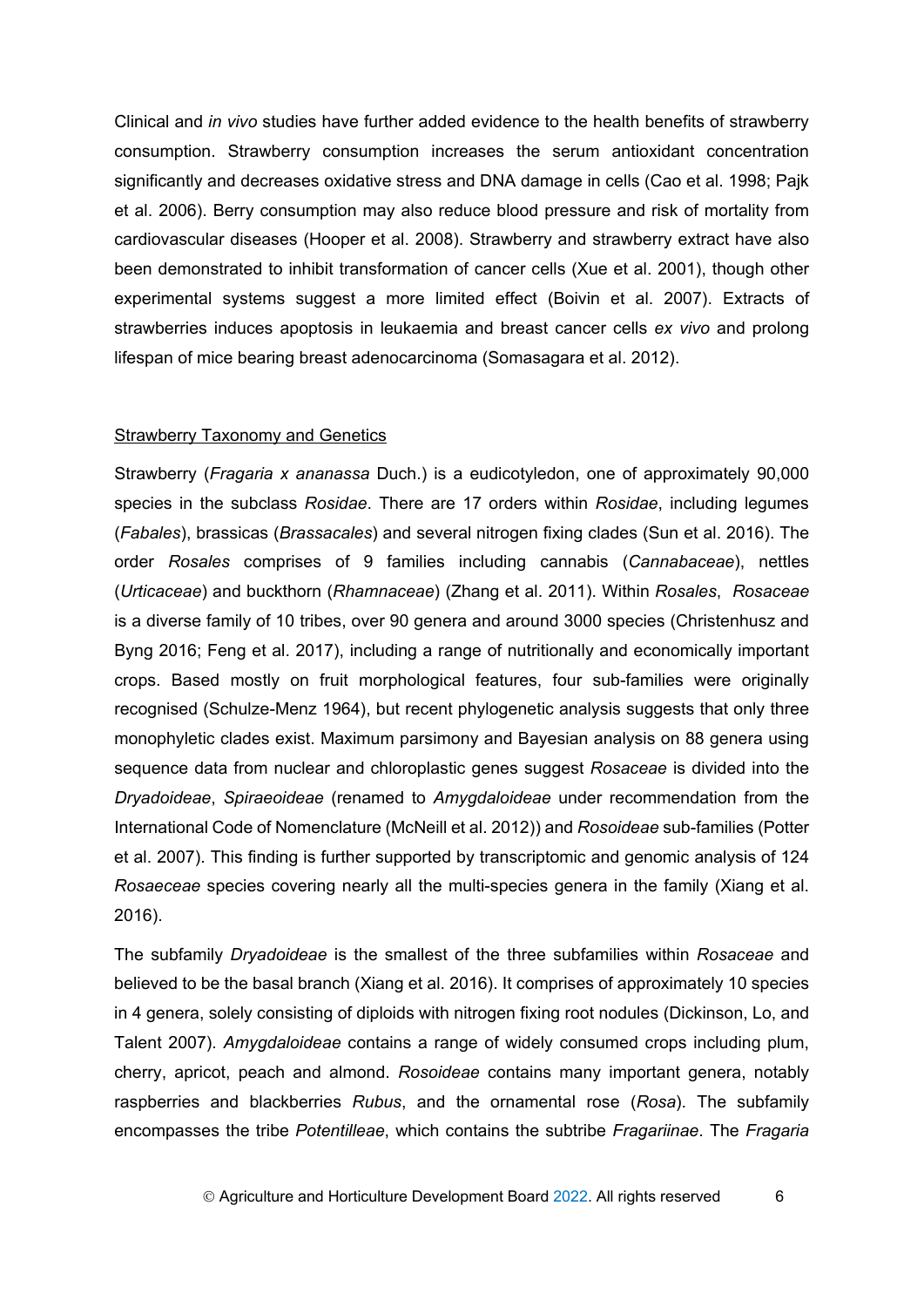Clinical and *in vivo* studies have further added evidence to the health benefits of strawberry consumption. Strawberry consumption increases the serum antioxidant concentration significantly and decreases oxidative stress and DNA damage in cells (Cao et al. 1998; Pajk et al. 2006). Berry consumption may also reduce blood pressure and risk of mortality from cardiovascular diseases (Hooper et al. 2008). Strawberry and strawberry extract have also been demonstrated to inhibit transformation of cancer cells (Xue et al. 2001), though other experimental systems suggest a more limited effect (Boivin et al. 2007). Extracts of strawberries induces apoptosis in leukaemia and breast cancer cells *ex vivo* and prolong lifespan of mice bearing breast adenocarcinoma (Somasagara et al. 2012).

## Strawberry Taxonomy and Genetics

Strawberry (*Fragaria x ananassa* Duch.) is a eudicotyledon, one of approximately 90,000 species in the subclass *Rosidae*. There are 17 orders within *Rosidae*, including legumes (*Fabales*), brassicas (*Brassacales*) and several nitrogen fixing clades (Sun et al. 2016). The order *Rosales* comprises of 9 families including cannabis (*Cannabaceae*), nettles (*Urticaceae*) and buckthorn (*Rhamnaceae*) (Zhang et al. 2011). Within *Rosales*, *Rosaceae* is a diverse family of 10 tribes, over 90 genera and around 3000 species (Christenhusz and Byng 2016; Feng et al. 2017), including a range of nutritionally and economically important crops. Based mostly on fruit morphological features, four sub-families were originally recognised (Schulze-Menz 1964), but recent phylogenetic analysis suggests that only three monophyletic clades exist. Maximum parsimony and Bayesian analysis on 88 genera using sequence data from nuclear and chloroplastic genes suggest *Rosaceae* is divided into the *Dryadoideae*, *Spiraeoideae* (renamed to *Amygdaloideae* under recommendation from the International Code of Nomenclature (McNeill et al. 2012)) and *Rosoideae* sub-families (Potter et al. 2007). This finding is further supported by transcriptomic and genomic analysis of 124 *Rosaeceae* species covering nearly all the multi-species genera in the family (Xiang et al. 2016).

The subfamily *Dryadoideae* is the smallest of the three subfamilies within *Rosaceae* and believed to be the basal branch (Xiang et al. 2016). It comprises of approximately 10 species in 4 genera, solely consisting of diploids with nitrogen fixing root nodules (Dickinson, Lo, and Talent 2007). *Amygdaloideae* contains a range of widely consumed crops including plum, cherry, apricot, peach and almond. *Rosoideae* contains many important genera, notably raspberries and blackberries *Rubus*, and the ornamental rose (*Rosa*). The subfamily encompasses the tribe *Potentilleae*, which contains the subtribe *Fragariinae*. The *Fragaria*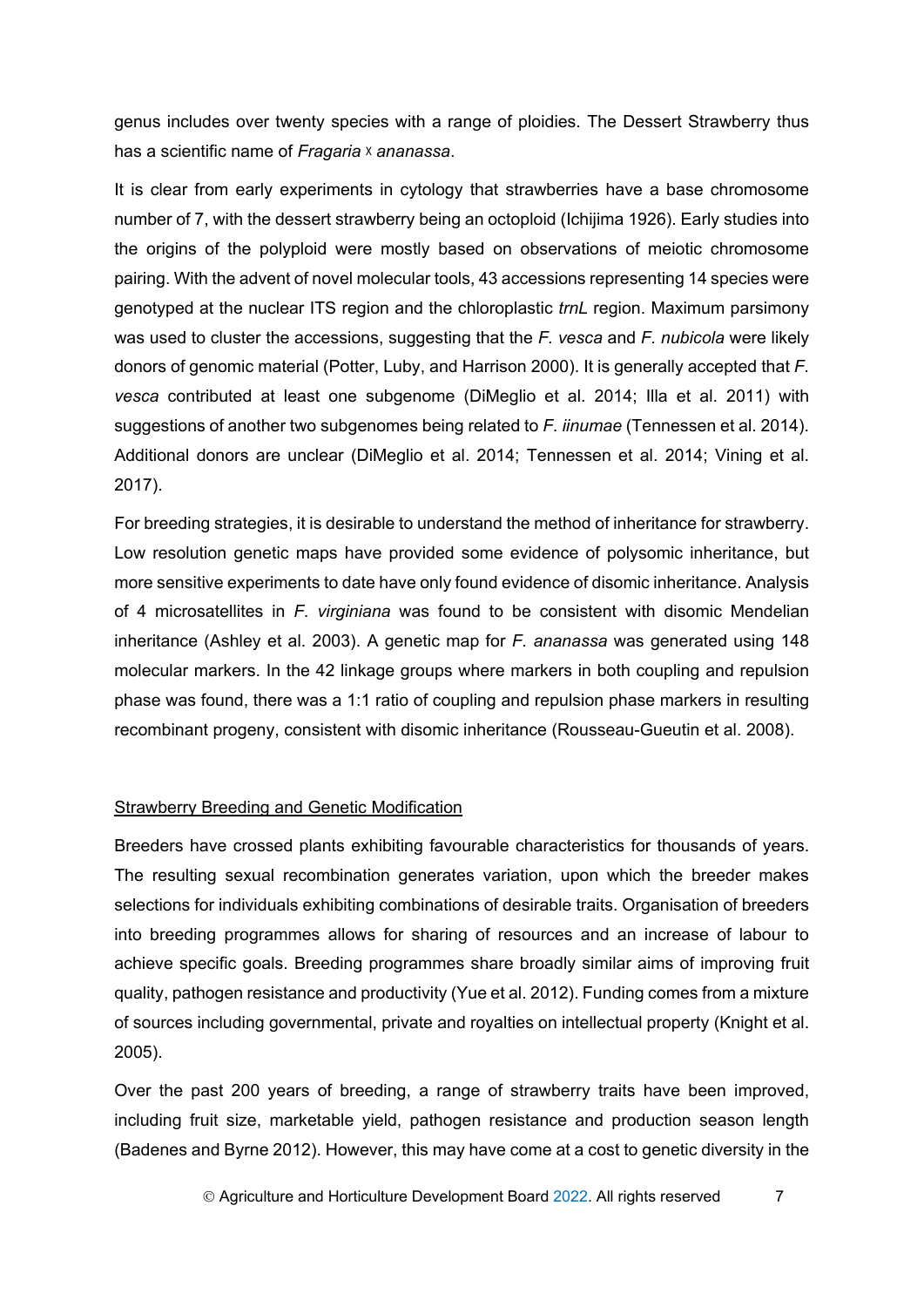genus includes over twenty species with a range of ploidies. The Dessert Strawberry thus has a scientific name of *Fragaria* x *ananassa*.

It is clear from early experiments in cytology that strawberries have a base chromosome number of 7, with the dessert strawberry being an octoploid (Ichijima 1926). Early studies into the origins of the polyploid were mostly based on observations of meiotic chromosome pairing. With the advent of novel molecular tools, 43 accessions representing 14 species were genotyped at the nuclear ITS region and the chloroplastic *trnL* region. Maximum parsimony was used to cluster the accessions, suggesting that the *F. vesca* and *F. nubicola* were likely donors of genomic material (Potter, Luby, and Harrison 2000). It is generally accepted that *F. vesca* contributed at least one subgenome (DiMeglio et al. 2014; Illa et al. 2011) with suggestions of another two subgenomes being related to *F. iinumae* (Tennessen et al. 2014). Additional donors are unclear (DiMeglio et al. 2014; Tennessen et al. 2014; Vining et al. 2017).

For breeding strategies, it is desirable to understand the method of inheritance for strawberry. Low resolution genetic maps have provided some evidence of polysomic inheritance, but more sensitive experiments to date have only found evidence of disomic inheritance. Analysis of 4 microsatellites in *F. virginiana* was found to be consistent with disomic Mendelian inheritance (Ashley et al. 2003). A genetic map for *F. ananassa* was generated using 148 molecular markers. In the 42 linkage groups where markers in both coupling and repulsion phase was found, there was a 1:1 ratio of coupling and repulsion phase markers in resulting recombinant progeny, consistent with disomic inheritance (Rousseau-Gueutin et al. 2008).

## Strawberry Breeding and Genetic Modification

Breeders have crossed plants exhibiting favourable characteristics for thousands of years. The resulting sexual recombination generates variation, upon which the breeder makes selections for individuals exhibiting combinations of desirable traits. Organisation of breeders into breeding programmes allows for sharing of resources and an increase of labour to achieve specific goals. Breeding programmes share broadly similar aims of improving fruit quality, pathogen resistance and productivity (Yue et al. 2012). Funding comes from a mixture of sources including governmental, private and royalties on intellectual property (Knight et al. 2005).

Over the past 200 years of breeding, a range of strawberry traits have been improved, including fruit size, marketable yield, pathogen resistance and production season length (Badenes and Byrne 2012). However, this may have come at a cost to genetic diversity in the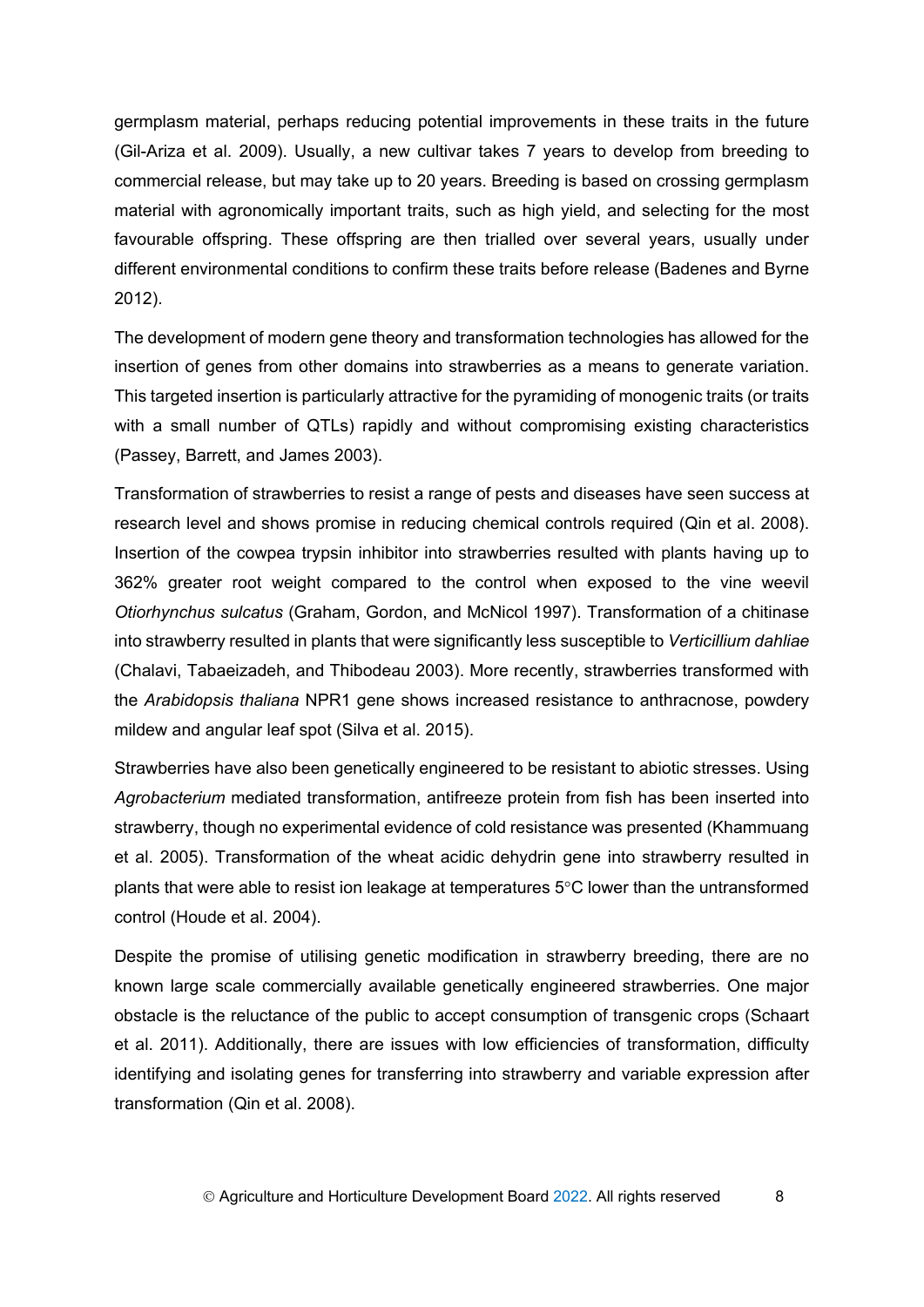germplasm material, perhaps reducing potential improvements in these traits in the future (Gil-Ariza et al. 2009). Usually, a new cultivar takes 7 years to develop from breeding to commercial release, but may take up to 20 years. Breeding is based on crossing germplasm material with agronomically important traits, such as high yield, and selecting for the most favourable offspring. These offspring are then trialled over several years, usually under different environmental conditions to confirm these traits before release (Badenes and Byrne 2012).

The development of modern gene theory and transformation technologies has allowed for the insertion of genes from other domains into strawberries as a means to generate variation. This targeted insertion is particularly attractive for the pyramiding of monogenic traits (or traits with a small number of QTLs) rapidly and without compromising existing characteristics (Passey, Barrett, and James 2003).

Transformation of strawberries to resist a range of pests and diseases have seen success at research level and shows promise in reducing chemical controls required (Qin et al. 2008). Insertion of the cowpea trypsin inhibitor into strawberries resulted with plants having up to 362% greater root weight compared to the control when exposed to the vine weevil *Otiorhynchus sulcatus* (Graham, Gordon, and McNicol 1997). Transformation of a chitinase into strawberry resulted in plants that were significantly less susceptible to *Verticillium dahliae* (Chalavi, Tabaeizadeh, and Thibodeau 2003). More recently, strawberries transformed with the *Arabidopsis thaliana* NPR1 gene shows increased resistance to anthracnose, powdery mildew and angular leaf spot (Silva et al. 2015).

Strawberries have also been genetically engineered to be resistant to abiotic stresses. Using *Agrobacterium* mediated transformation, antifreeze protein from fish has been inserted into strawberry, though no experimental evidence of cold resistance was presented (Khammuang et al. 2005). Transformation of the wheat acidic dehydrin gene into strawberry resulted in plants that were able to resist ion leakage at temperatures 5°C lower than the untransformed control (Houde et al. 2004).

Despite the promise of utilising genetic modification in strawberry breeding, there are no known large scale commercially available genetically engineered strawberries. One major obstacle is the reluctance of the public to accept consumption of transgenic crops (Schaart et al. 2011). Additionally, there are issues with low efficiencies of transformation, difficulty identifying and isolating genes for transferring into strawberry and variable expression after transformation (Qin et al. 2008).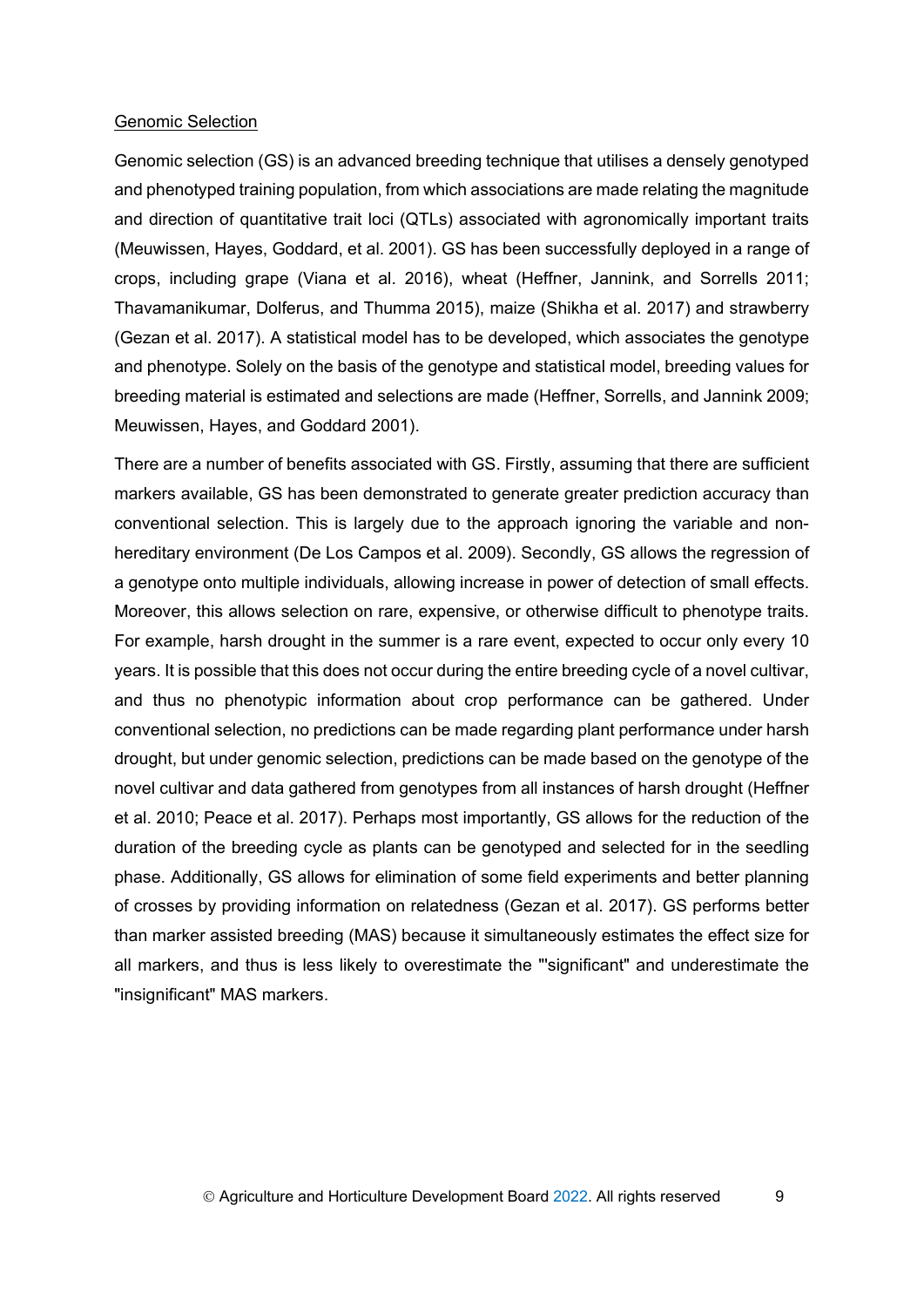Genomic Selection

Genomic selection (GS) is an advanced breeding technique that utilises a densely genotyped and phenotyped training population, from which associations are made relating the magnitude and direction of quantitative trait loci (QTLs) associated with agronomically important traits (Meuwissen, Hayes, Goddard, et al. 2001). GS has been successfully deployed in a range of crops, including grape (Viana et al. 2016), wheat (Heffner, Jannink, and Sorrells 2011; Thavamanikumar, Dolferus, and Thumma 2015), maize (Shikha et al. 2017) and strawberry (Gezan et al. 2017). A statistical model has to be developed, which associates the genotype and phenotype. Solely on the basis of the genotype and statistical model, breeding values for breeding material is estimated and selections are made (Heffner, Sorrells, and Jannink 2009; Meuwissen, Hayes, and Goddard 2001).

There are a number of benefits associated with GS. Firstly, assuming that there are sufficient markers available, GS has been demonstrated to generate greater prediction accuracy than conventional selection. This is largely due to the approach ignoring the variable and non-hereditary environment (De Los Campos et al. 2009). Secondly, GS allows the regression of a genotype onto multiple individuals, allowing increase in power of detection of small effects. Moreover, this allows selection on rare, expensive, or otherwise difficult to phenotype traits. For example, harsh drought in the summer is a rare event, expected to occur only every 10 years. It is possible that this does not occur during the entire breeding cycle of a novel cultivar, and thus no phenotypic information about crop performance can be gathered. Under conventional selection, no predictions can be made regarding plant performance under harsh drought, but under genomic selection, predictions can be made based on the genotype of the novel cultivar and data gathered from genotypes from all instances of harsh drought (Heffner et al. 2010; Peace et al. 2017). Perhaps most importantly, GS allows for the reduction of the duration of the breeding cycle as plants can be genotyped and selected for in the seedling phase. Additionally, GS allows for elimination of some field experiments and better planning of crosses by providing information on relatedness (Gezan et al. 2017). GS performs better than marker assisted breeding (MAS) because it simultaneously estimates the effect size for all markers, and thus is less likely to overestimate the "'significant" and underestimate the "insignificant" MAS markers.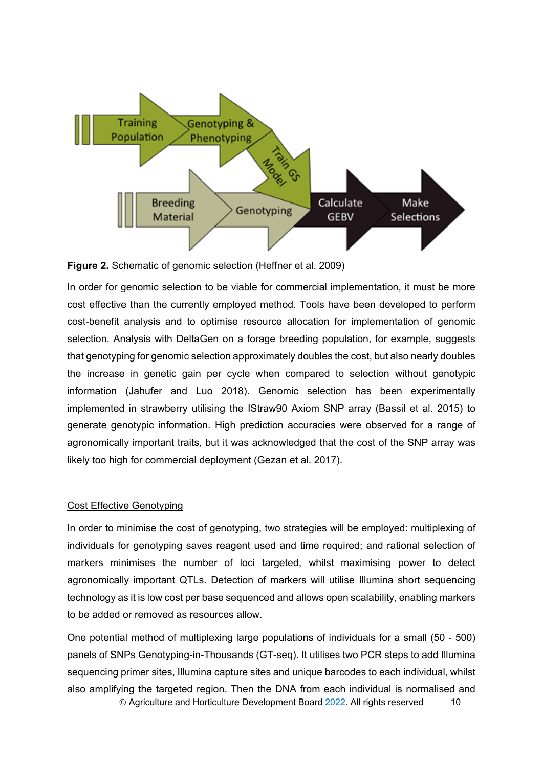**Figure 2.** Schematic of genomic selection (Heffner et al. 2009)

In order for genomic selection to be viable for commercial implementation, it must be more cost effective than the currently employed method. Tools have been developed to perform cost-benefit analysis and to optimise resource allocation for implementation of genomic selection. Analysis with DeltaGen on a forage breeding population, for example, suggests that genotyping for genomic selection approximately doubles the cost, but also nearly doubles the increase in genetic gain per cycle when compared to selection without genotypic information (Jahufer and Luo 2018). Genomic selection has been experimentally implemented in strawberry utilising the IStraw90 Axiom SNP array (Bassil et al. 2015) to generate genotypic information. High prediction accuracies were observed for a range of agronomically important traits, but it was acknowledged that the cost of the SNP array was likely too high for commercial deployment (Gezan et al. 2017).

## Cost Effective Genotyping

In order to minimise the cost of genotyping, two strategies will be employed: multiplexing of individuals for genotyping saves reagent used and time required; and rational selection of markers minimises the number of loci targeted, whilst maximising power to detect agronomically important QTLs. Detection of markers will utilise Illumina short sequencing technology as it is low cost per base sequenced and allows open scalability, enabling markers to be added or removed as resources allow.

One potential method of multiplexing large populations of individuals for a small (50 - 500) panels of SNPs Genotyping-in-Thousands (GT-seq). It utilises two PCR steps to add Illumina sequencing primer sites, Illumina capture sites and unique barcodes to each individual, whilst also amplifying the targeted region. Then the DNA from each individual is normalised and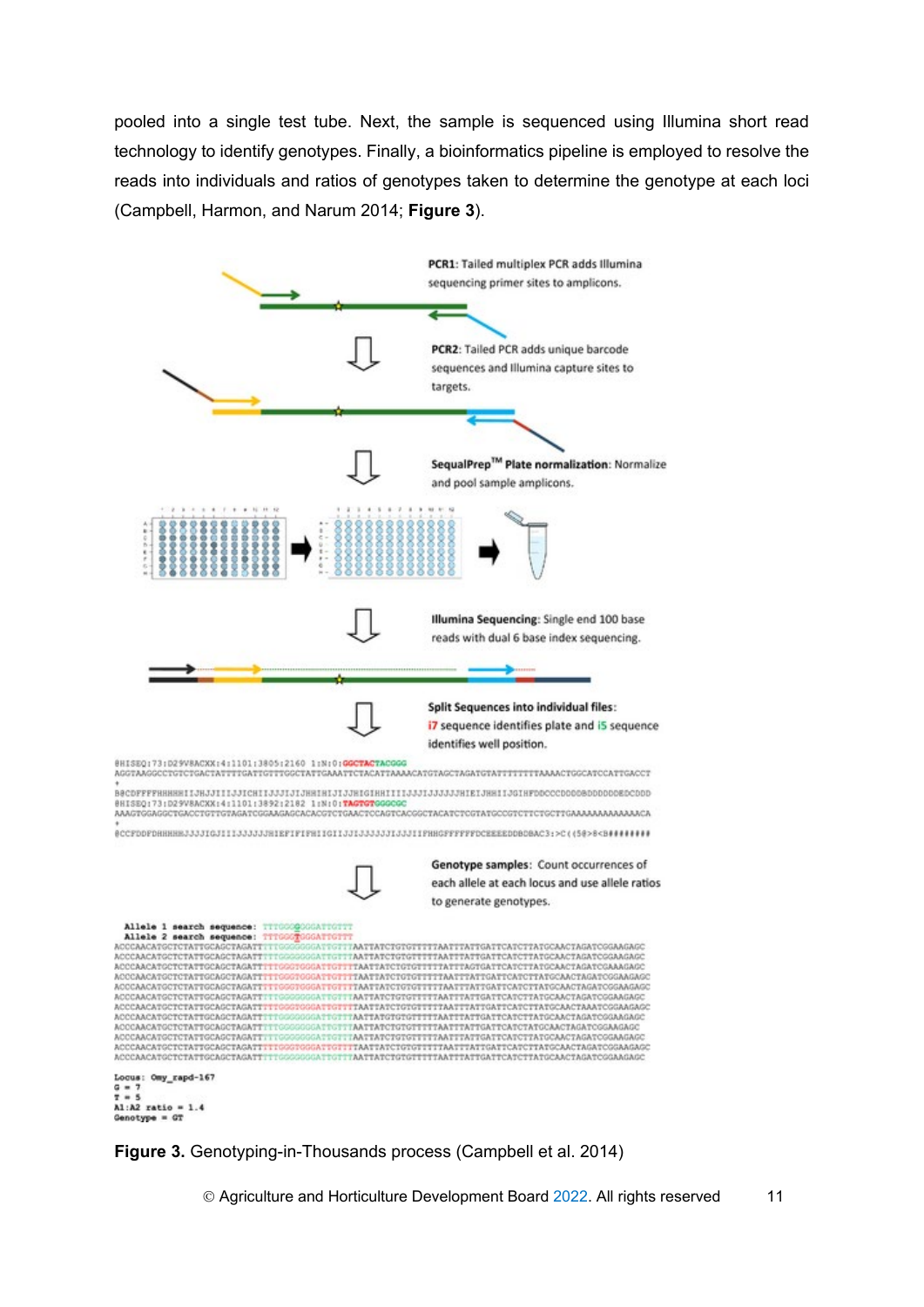pooled into a single test tube. Next, the sample is sequenced using Illumina short read technology to identify genotypes. Finally, a bioinformatics pipeline is employed to resolve the reads into individuals and ratios of genotypes taken to determine the genotype at each loci (Campbell, Harmon, and Narum 2014; **Figure 3**).

**Figure 3.** Genotyping-in-Thousands process (Campbell et al. 2014)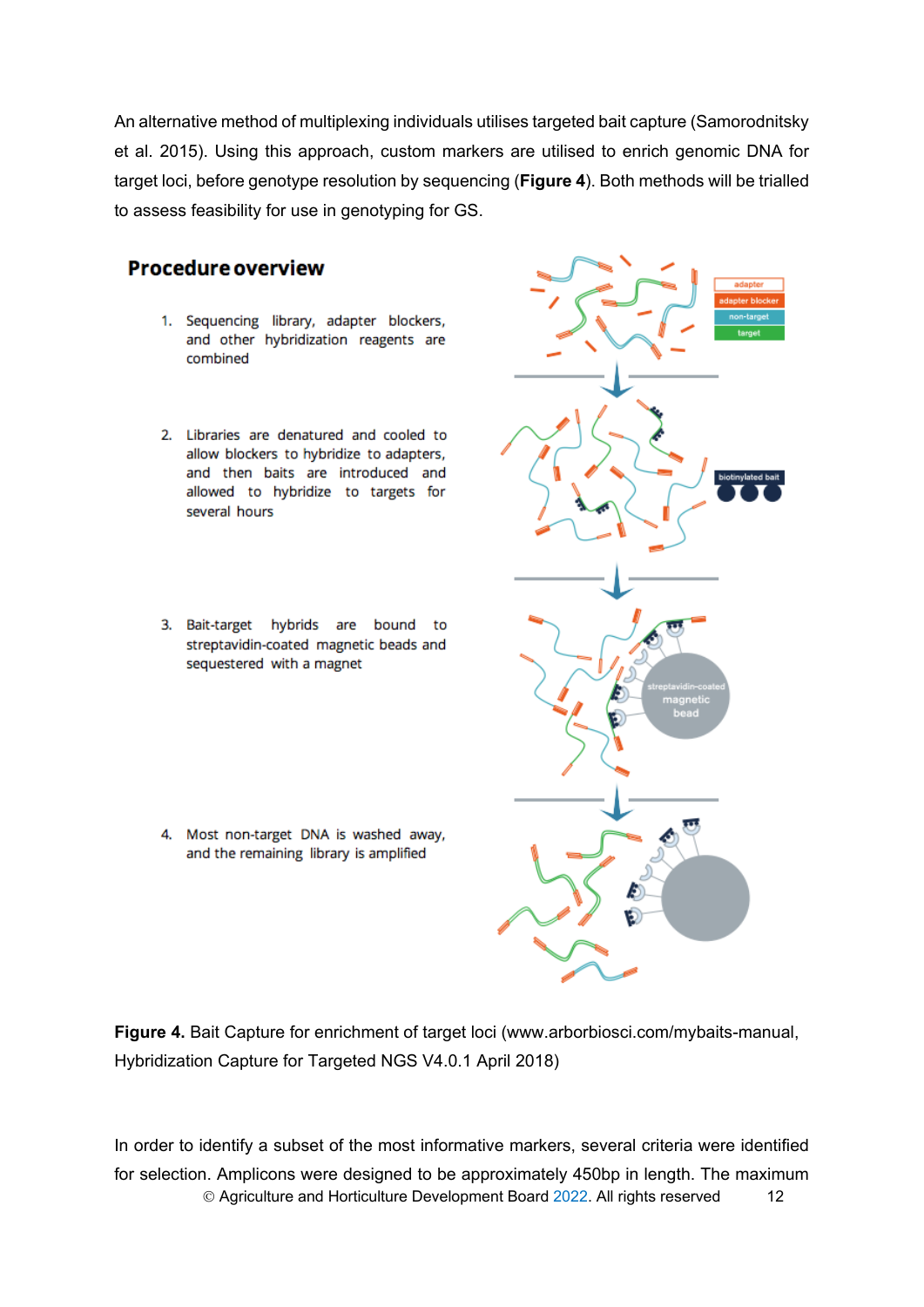An alternative method of multiplexing individuals utilises targeted bait capture (Samorodnitsky et al. 2015). Using this approach, custom markers are utilised to enrich genomic DNA for target loci, before genotype resolution by sequencing (**Figure 4**). Both methods will be trialled to assess feasibility for use in genotyping for GS.

**Procedure overview**

1. Sequencing library, adapter blockers, and other hybridization reagents are combined
2. Libraries are denatured and cooled to allow blockers to hybridize to adapters, and then baits are introduced and allowed to hybridize to targets for several hours
3. Bait-target hybrids are bound to streptavidin-coated magnetic beads and sequestered with a magnet
4. Most non-target DNA is washed away, and the remaining library is amplified

**Figure 4.** Bait Capture for enrichment of target loci (www.arborbiosci.com/mybaits-manual, Hybridization Capture for Targeted NGS V4.0.1 April 2018)

In order to identify a subset of the most informative markers, several criteria were identified for selection. Amplicons were designed to be approximately 450bp in length. The maximum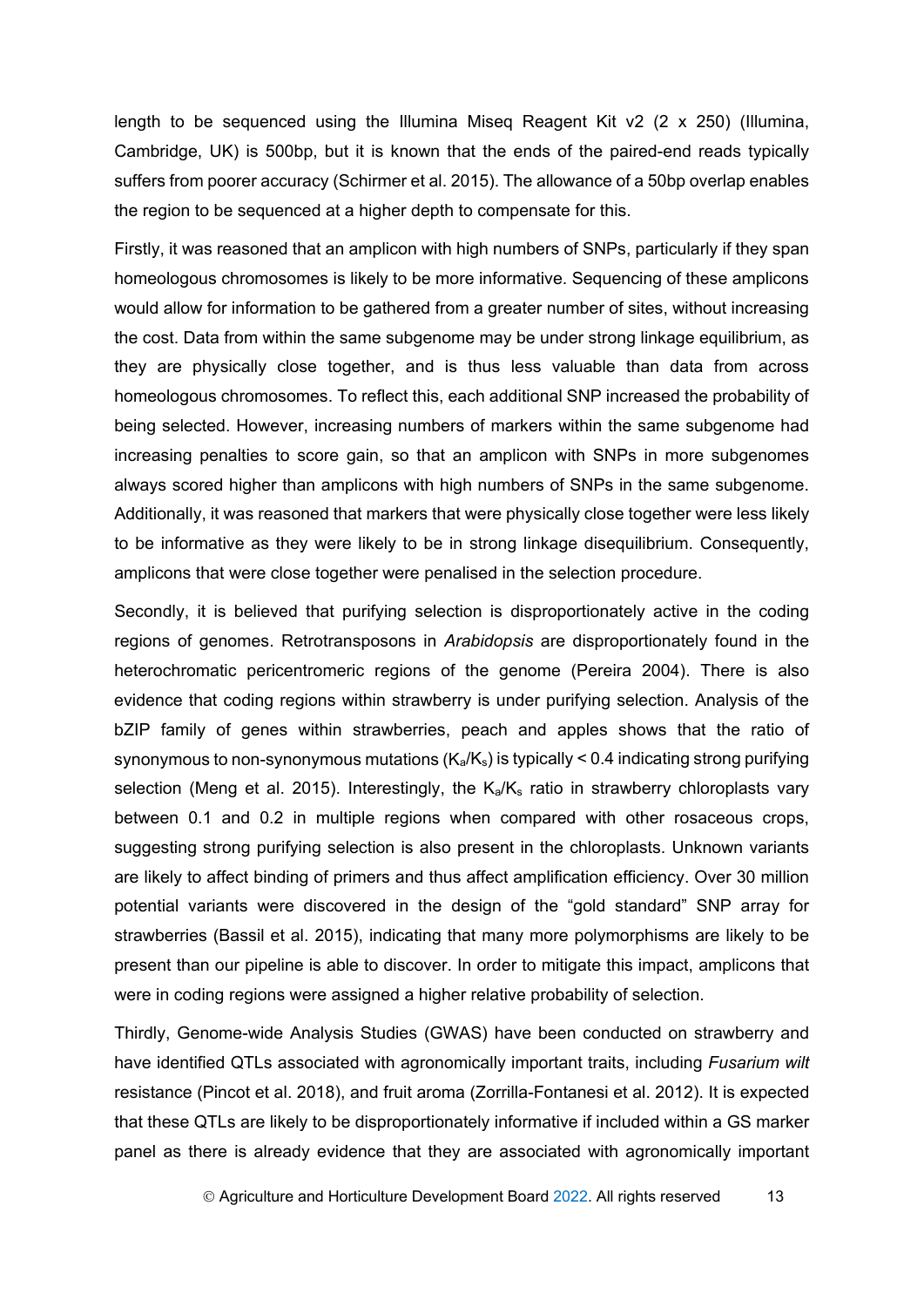length to be sequenced using the Illumina Miseq Reagent Kit v2 (2 x 250) (Illumina, Cambridge, UK) is 500bp, but it is known that the ends of the paired-end reads typically suffers from poorer accuracy (Schirmer et al. 2015). The allowance of a 50bp overlap enables the region to be sequenced at a higher depth to compensate for this.

Firstly, it was reasoned that an amplicon with high numbers of SNPs, particularly if they span homeologous chromosomes is likely to be more informative. Sequencing of these amplicons would allow for information to be gathered from a greater number of sites, without increasing the cost. Data from within the same subgenome may be under strong linkage equilibrium, as they are physically close together, and is thus less valuable than data from across homeologous chromosomes. To reflect this, each additional SNP increased the probability of being selected. However, increasing numbers of markers within the same subgenome had increasing penalties to score gain, so that an amplicon with SNPs in more subgenomes always scored higher than amplicons with high numbers of SNPs in the same subgenome. Additionally, it was reasoned that markers that were physically close together were less likely to be informative as they were likely to be in strong linkage disequilibrium. Consequently, amplicons that were close together were penalised in the selection procedure.

Secondly, it is believed that purifying selection is disproportionately active in the coding regions of genomes. Retrotransposons in *Arabidopsis* are disproportionately found in the heterochromatic pericentromeric regions of the genome (Pereira 2004). There is also evidence that coding regions within strawberry is under purifying selection. Analysis of the bZIP family of genes within strawberries, peach and apples shows that the ratio of synonymous to non-synonymous mutations ($K_a/K_s$) is typically < 0.4 indicating strong purifying selection (Meng et al. 2015). Interestingly, the $K_a/K_s$ ratio in strawberry chloroplasts vary between 0.1 and 0.2 in multiple regions when compared with other rosaceous crops, suggesting strong purifying selection is also present in the chloroplasts. Unknown variants are likely to affect binding of primers and thus affect amplification efficiency. Over 30 million potential variants were discovered in the design of the "gold standard" SNP array for strawberries (Bassil et al. 2015), indicating that many more polymorphisms are likely to be present than our pipeline is able to discover. In order to mitigate this impact, amplicons that were in coding regions were assigned a higher relative probability of selection.

Thirdly, Genome-wide Analysis Studies (GWAS) have been conducted on strawberry and have identified QTLs associated with agronomically important traits, including *Fusarium wilt* resistance (Pincot et al. 2018), and fruit aroma (Zorrilla-Fontanesi et al. 2012). It is expected that these QTLs are likely to be disproportionately informative if included within a GS marker panel as there is already evidence that they are associated with agronomically important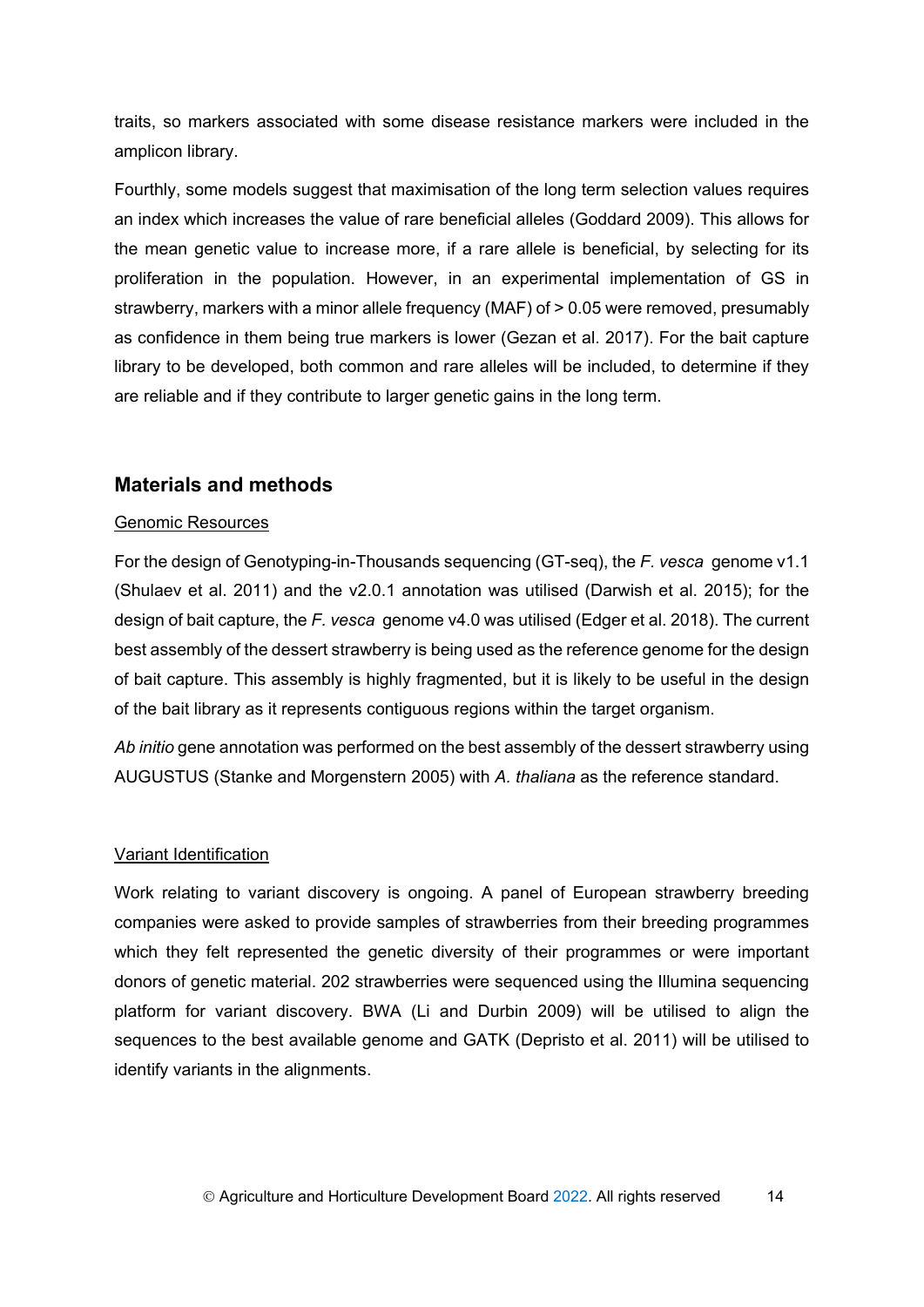traits, so markers associated with some disease resistance markers were included in the amplicon library.

Fourthly, some models suggest that maximisation of the long term selection values requires an index which increases the value of rare beneficial alleles (Goddard 2009). This allows for the mean genetic value to increase more, if a rare allele is beneficial, by selecting for its proliferation in the population. However, in an experimental implementation of GS in strawberry, markers with a minor allele frequency (MAF) of > 0.05 were removed, presumably as confidence in them being true markers is lower (Gezan et al. 2017). For the bait capture library to be developed, both common and rare alleles will be included, to determine if they are reliable and if they contribute to larger genetic gains in the long term.

## Materials and methods

### Genomic Resources

For the design of Genotyping-in-Thousands sequencing (GT-seq), the *F. vesca* genome v1.1 (Shulaev et al. 2011) and the v2.0.1 annotation was utilised (Darwish et al. 2015); for the design of bait capture, the *F. vesca* genome v4.0 was utilised (Edger et al. 2018). The current best assembly of the dessert strawberry is being used as the reference genome for the design of bait capture. This assembly is highly fragmented, but it is likely to be useful in the design of the bait library as it represents contiguous regions within the target organism.

*Ab initio* gene annotation was performed on the best assembly of the dessert strawberry using AUGUSTUS (Stanke and Morgenstern 2005) with *A. thaliana* as the reference standard.

### Variant Identification

Work relating to variant discovery is ongoing. A panel of European strawberry breeding companies were asked to provide samples of strawberries from their breeding programmes which they felt represented the genetic diversity of their programmes or were important donors of genetic material. 202 strawberries were sequenced using the Illumina sequencing platform for variant discovery. BWA (Li and Durbin 2009) will be utilised to align the sequences to the best available genome and GATK (Depristo et al. 2011) will be utilised to identify variants in the alignments.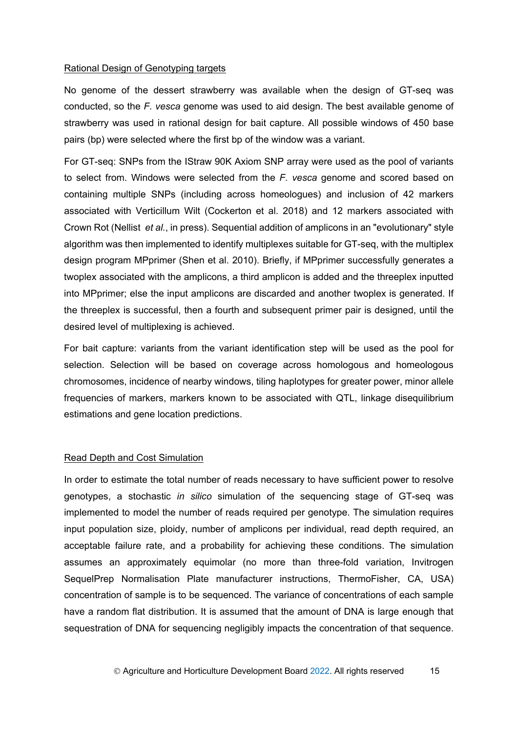Rational Design of Genotyping targets

No genome of the dessert strawberry was available when the design of GT-seq was conducted, so the *F. vesca* genome was used to aid design. The best available genome of strawberry was used in rational design for bait capture. All possible windows of 450 base pairs (bp) were selected where the first bp of the window was a variant.

For GT-seq: SNPs from the IStraw 90K Axiom SNP array were used as the pool of variants to select from. Windows were selected from the *F. vesca* genome and scored based on containing multiple SNPs (including across homeologues) and inclusion of 42 markers associated with Verticillum Wilt (Cockerton et al. 2018) and 12 markers associated with Crown Rot (Nellist *et al.*, in press). Sequential addition of amplicons in an "evolutionary" style algorithm was then implemented to identify multiplexes suitable for GT-seq, with the multiplex design program MPprimer (Shen et al. 2010). Briefly, if MPprimer successfully generates a twoplex associated with the amplicons, a third amplicon is added and the threeplex inputted into MPprimer; else the input amplicons are discarded and another twoplex is generated. If the threeplex is successful, then a fourth and subsequent primer pair is designed, until the desired level of multiplexing is achieved.

For bait capture: variants from the variant identification step will be used as the pool for selection. Selection will be based on coverage across homologous and homeologous chromosomes, incidence of nearby windows, tiling haplotypes for greater power, minor allele frequencies of markers, markers known to be associated with QTL, linkage disequilibrium estimations and gene location predictions.

Read Depth and Cost Simulation

In order to estimate the total number of reads necessary to have sufficient power to resolve genotypes, a stochastic *in silico* simulation of the sequencing stage of GT-seq was implemented to model the number of reads required per genotype. The simulation requires input population size, ploidy, number of amplicons per individual, read depth required, an acceptable failure rate, and a probability for achieving these conditions. The simulation assumes an approximately equimolar (no more than three-fold variation, Invitrogen SequelPrep Normalisation Plate manufacturer instructions, ThermoFisher, CA, USA) concentration of sample is to be sequenced. The variance of concentrations of each sample have a random flat distribution. It is assumed that the amount of DNA is large enough that sequestration of DNA for sequencing negligibly impacts the concentration of that sequence.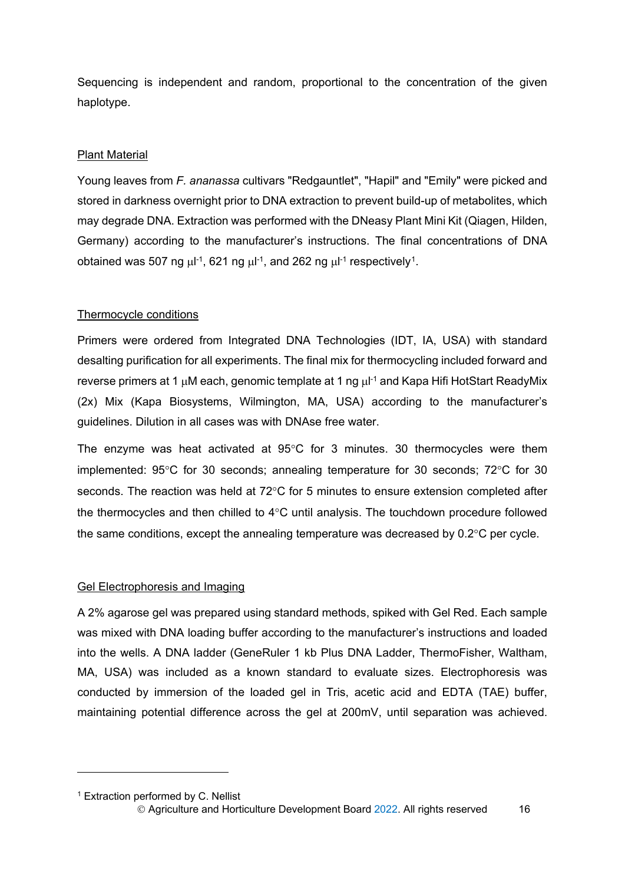Sequencing is independent and random, proportional to the concentration of the given haplotype.

## Plant Material

Young leaves from *F. ananassa* cultivars "Redgauntlet", "Hapil" and "Emily" were picked and stored in darkness overnight prior to DNA extraction to prevent build-up of metabolites, which may degrade DNA. Extraction was performed with the DNeasy Plant Mini Kit (Qiagen, Hilden, Germany) according to the manufacturer's instructions. The final concentrations of DNA obtained was 507 ng $\mu l^{-1}$, 621 ng $\mu l^{-1}$, and 262 ng $\mu l^{-1}$ respectively[1].

## Thermocycle conditions

Primers were ordered from Integrated DNA Technologies (IDT, IA, USA) with standard desalting purification for all experiments. The final mix for thermocycling included forward and reverse primers at 1 $\mu$M each, genomic template at 1 ng $\mu l^{-1}$ and Kapa Hifi HotStart ReadyMix (2x) Mix (Kapa Biosystems, Wilmington, MA, USA) according to the manufacturer's guidelines. Dilution in all cases was with DNAse free water.

The enzyme was heat activated at 95°C for 3 minutes. 30 thermocycles were them implemented: 95°C for 30 seconds; annealing temperature for 30 seconds; 72°C for 30 seconds. The reaction was held at 72°C for 5 minutes to ensure extension completed after the thermocycles and then chilled to 4°C until analysis. The touchdown procedure followed the same conditions, except the annealing temperature was decreased by 0.2°C per cycle.

## Gel Electrophoresis and Imaging

A 2% agarose gel was prepared using standard methods, spiked with Gel Red. Each sample was mixed with DNA loading buffer according to the manufacturer's instructions and loaded into the wells. A DNA ladder (GeneRuler 1 kb Plus DNA Ladder, ThermoFisher, Waltham, MA, USA) was included as a known standard to evaluate sizes. Electrophoresis was conducted by immersion of the loaded gel in Tris, acetic acid and EDTA (TAE) buffer, maintaining potential difference across the gel at 200mV, until separation was achieved.

---

[1] Extraction performed by C. Nellist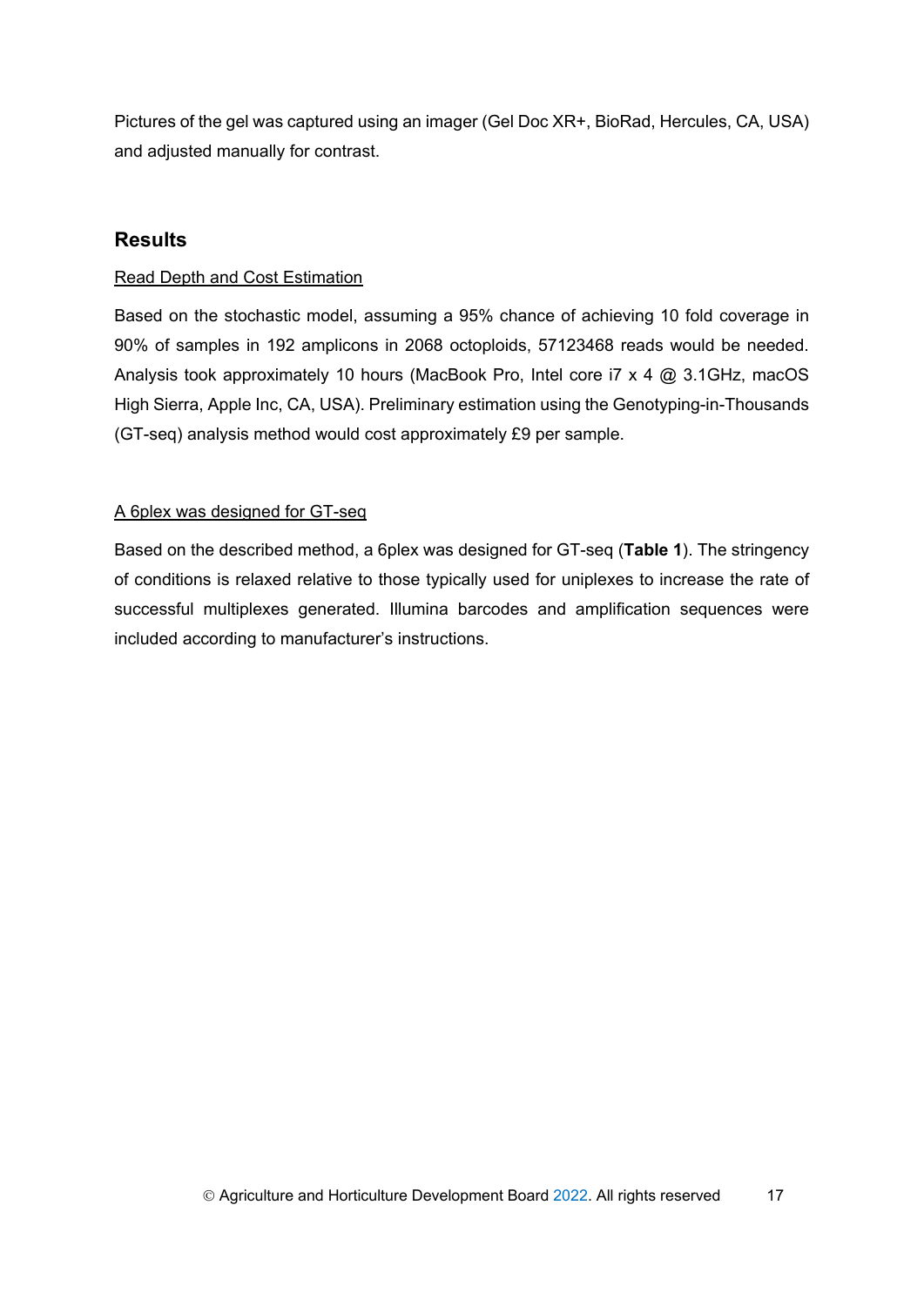Pictures of the gel was captured using an imager (Gel Doc XR+, BioRad, Hercules, CA, USA) and adjusted manually for contrast.

## Results

Read Depth and Cost Estimation

Based on the stochastic model, assuming a 95% chance of achieving 10 fold coverage in 90% of samples in 192 amplicons in 2068 octoploids, 57123468 reads would be needed. Analysis took approximately 10 hours (MacBook Pro, Intel core i7 x 4 @ 3.1GHz, macOS High Sierra, Apple Inc, CA, USA). Preliminary estimation using the Genotyping-in-Thousands (GT-seq) analysis method would cost approximately £9 per sample.

A 6plex was designed for GT-seq

Based on the described method, a 6plex was designed for GT-seq (**Table 1**). The stringency of conditions is relaxed relative to those typically used for uniplexes to increase the rate of successful multiplexes generated. Illumina barcodes and amplification sequences were included according to manufacturer's instructions.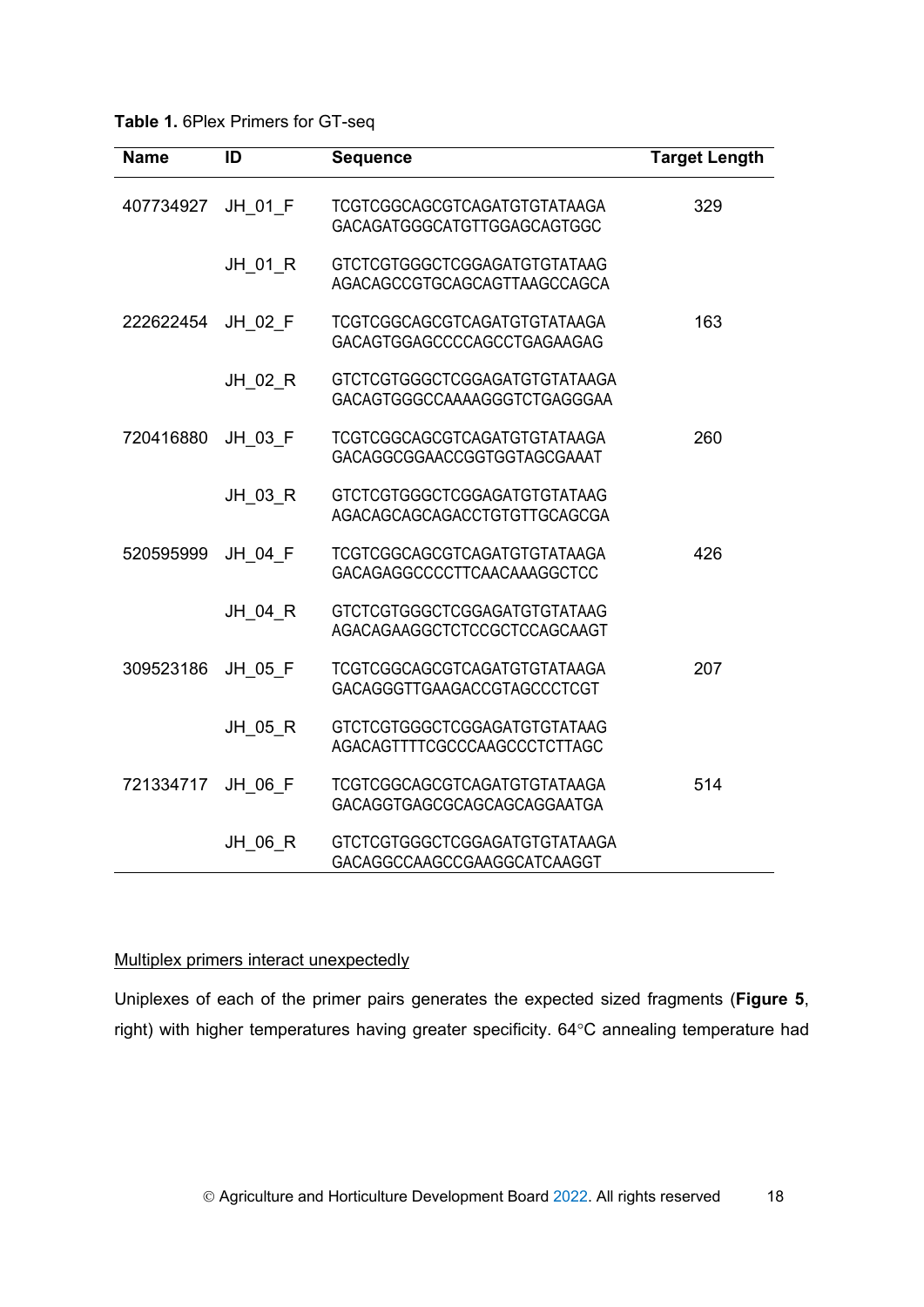**Table 1.** 6Plex Primers for GT-seq

| Name | ID | Sequence | Target Length |
|---|---|---|---|
| 407734927 | JH_01_F | TCGTCGGCAGCGTCAGATGTGTATAAGA GACAGATGGGCATGTTGGAGCAGTGGC | 329 |
| | JH_01_R | GTCTCGTGGGCTCGGAGATGTGTATAAG AGACAGCCGTGCAGCAGTTAAGCCAGCA | |
| 222622454 | JH_02_F | TCGTCGGCAGCGTCAGATGTGTATAAGA GACAGTGGAGCCCCAGCCTGAGAAGAG | 163 |
| | JH_02_R | GTCTCGTGGGCTCGGAGATGTGTATAAGA GACAGTGGGCCAAAAGGGTCTGAGGGAA | |
| 720416880 | JH_03_F | TCGTCGGCAGCGTCAGATGTGTATAAGA GACAGGCGGAACCGGTGGTAGCGAAAT | 260 |
| | JH_03_R | GTCTCGTGGGCTCGGAGATGTGTATAAG AGACAGCAGCAGACCTGTGTTGCAGCGA | |
| 520595999 | JH_04_F | TCGTCGGCAGCGTCAGATGTGTATAAGA GACAGAGGCCCCTTCAACAAAGGCTCC | 426 |
| | JH_04_R | GTCTCGTGGGCTCGGAGATGTGTATAAG AGACAGAAGGCTCTCCGCTCCAGCAAGT | |
| 309523186 | JH_05_F | TCGTCGGCAGCGTCAGATGTGTATAAGA GACAGGGTTGAAGACCGTAGCCCTCGT | 207 |
| | JH_05_R | GTCTCGTGGGCTCGGAGATGTGTATAAG AGACAGTTTTCGCCCAAGCCCTCTTAGC | |
| 721334717 | JH_06_F | TCGTCGGCAGCGTCAGATGTGTATAAGA GACAGGTGAGCGCAGCAGCAGGAATGA | 514 |
| | JH_06_R | GTCTCGTGGGCTCGGAGATGTGTATAAGA GACAGGCCAAGCCGAAGGCATCAAGGT | |

<u>Multiplex primers interact unexpectedly</u>

Uniplexes of each of the primer pairs generates the expected sized fragments (**Figure 5**, right) with higher temperatures having greater specificity. 64°C annealing temperature had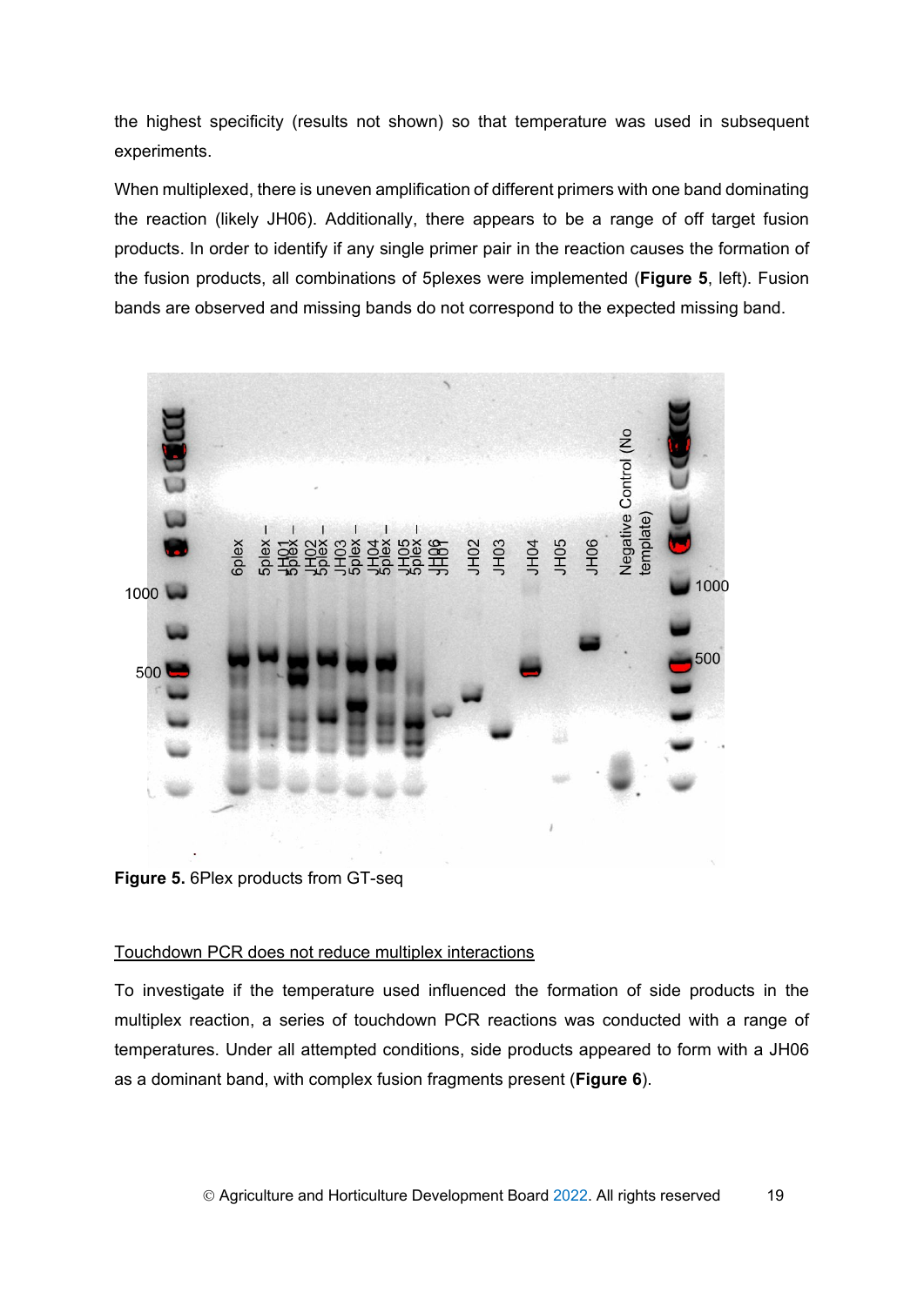the highest specificity (results not shown) so that temperature was used in subsequent experiments.

When multiplexed, there is uneven amplification of different primers with one band dominating the reaction (likely JH06). Additionally, there appears to be a range of off target fusion products. In order to identify if any single primer pair in the reaction causes the formation of the fusion products, all combinations of 5plexes were implemented (**Figure 5**, left). Fusion bands are observed and missing bands do not correspond to the expected missing band.

**Figure 5.** 6Plex products from GT-seq

## Touchdown PCR does not reduce multiplex interactions

To investigate if the temperature used influenced the formation of side products in the multiplex reaction, a series of touchdown PCR reactions was conducted with a range of temperatures. Under all attempted conditions, side products appeared to form with a JH06 as a dominant band, with complex fusion fragments present (**Figure 6**).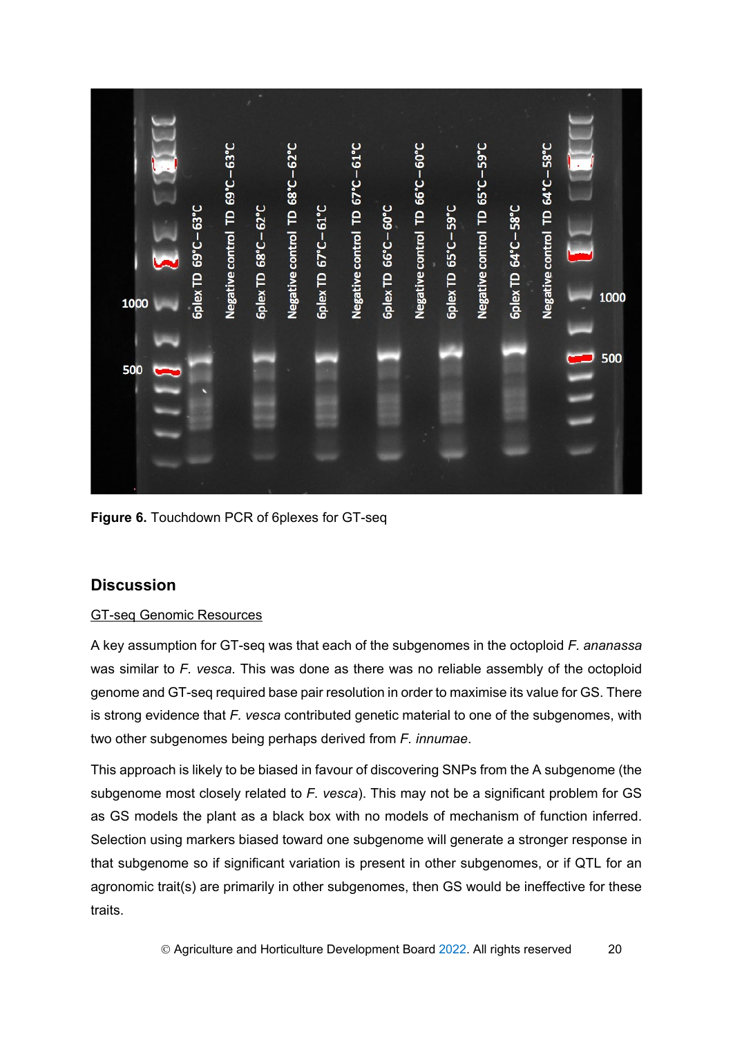**Figure 6.** Touchdown PCR of 6plexes for GT-seq

## Discussion

GT-seq Genomic Resources

A key assumption for GT-seq was that each of the subgenomes in the octoploid *F. ananassa* was similar to *F. vesca*. This was done as there was no reliable assembly of the octoploid genome and GT-seq required base pair resolution in order to maximise its value for GS. There is strong evidence that *F. vesca* contributed genetic material to one of the subgenomes, with two other subgenomes being perhaps derived from *F. innumae*.

This approach is likely to be biased in favour of discovering SNPs from the A subgenome (the subgenome most closely related to *F. vesca*). This may not be a significant problem for GS as GS models the plant as a black box with no models of mechanism of function inferred. Selection using markers biased toward one subgenome will generate a stronger response in that subgenome so if significant variation is present in other subgenomes, or if QTL for an agronomic trait(s) are primarily in other subgenomes, then GS would be ineffective for these traits.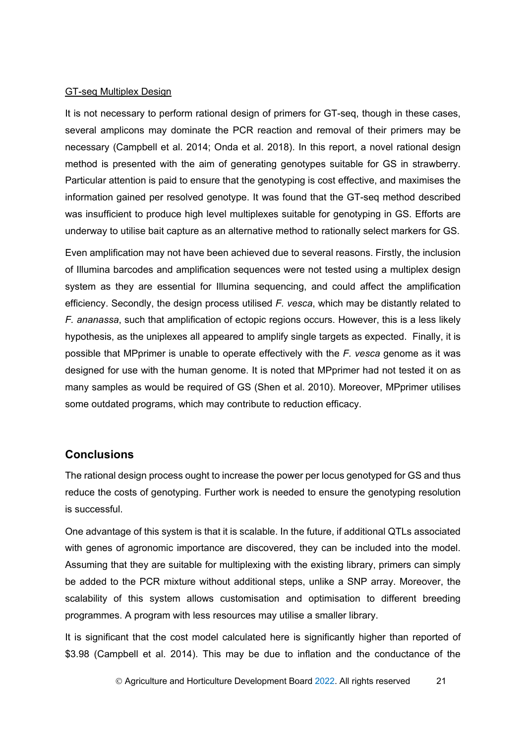GT-seq Multiplex Design

It is not necessary to perform rational design of primers for GT-seq, though in these cases, several amplicons may dominate the PCR reaction and removal of their primers may be necessary (Campbell et al. 2014; Onda et al. 2018). In this report, a novel rational design method is presented with the aim of generating genotypes suitable for GS in strawberry. Particular attention is paid to ensure that the genotyping is cost effective, and maximises the information gained per resolved genotype. It was found that the GT-seq method described was insufficient to produce high level multiplexes suitable for genotyping in GS. Efforts are underway to utilise bait capture as an alternative method to rationally select markers for GS.

Even amplification may not have been achieved due to several reasons. Firstly, the inclusion of Illumina barcodes and amplification sequences were not tested using a multiplex design system as they are essential for Illumina sequencing, and could affect the amplification efficiency. Secondly, the design process utilised *F. vesca*, which may be distantly related to *F. ananassa*, such that amplification of ectopic regions occurs. However, this is a less likely hypothesis, as the uniplexes all appeared to amplify single targets as expected. Finally, it is possible that MPprimer is unable to operate effectively with the *F. vesca* genome as it was designed for use with the human genome. It is noted that MPprimer had not tested it on as many samples as would be required of GS (Shen et al. 2010). Moreover, MPprimer utilises some outdated programs, which may contribute to reduction efficacy.

## Conclusions

The rational design process ought to increase the power per locus genotyped for GS and thus reduce the costs of genotyping. Further work is needed to ensure the genotyping resolution is successful.

One advantage of this system is that it is scalable. In the future, if additional QTLs associated with genes of agronomic importance are discovered, they can be included into the model. Assuming that they are suitable for multiplexing with the existing library, primers can simply be added to the PCR mixture without additional steps, unlike a SNP array. Moreover, the scalability of this system allows customisation and optimisation to different breeding programmes. A program with less resources may utilise a smaller library.

It is significant that the cost model calculated here is significantly higher than reported of $3.98 (Campbell et al. 2014). This may be due to inflation and the conductance of the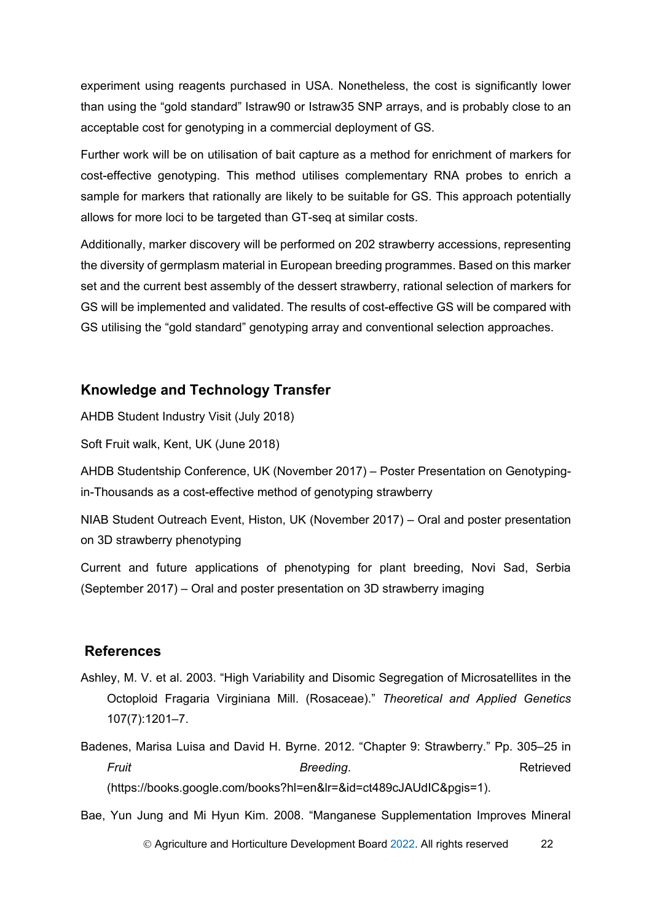experiment using reagents purchased in USA. Nonetheless, the cost is significantly lower than using the "gold standard" Istraw90 or Istraw35 SNP arrays, and is probably close to an acceptable cost for genotyping in a commercial deployment of GS.

Further work will be on utilisation of bait capture as a method for enrichment of markers for cost-effective genotyping. This method utilises complementary RNA probes to enrich a sample for markers that rationally are likely to be suitable for GS. This approach potentially allows for more loci to be targeted than GT-seq at similar costs.

Additionally, marker discovery will be performed on 202 strawberry accessions, representing the diversity of germplasm material in European breeding programmes. Based on this marker set and the current best assembly of the dessert strawberry, rational selection of markers for GS will be implemented and validated. The results of cost-effective GS will be compared with GS utilising the "gold standard" genotyping array and conventional selection approaches.

## Knowledge and Technology Transfer

AHDB Student Industry Visit (July 2018)

Soft Fruit walk, Kent, UK (June 2018)

AHDB Studentship Conference, UK (November 2017) – Poster Presentation on Genotyping-in-Thousands as a cost-effective method of genotyping strawberry

NIAB Student Outreach Event, Histon, UK (November 2017) – Oral and poster presentation on 3D strawberry phenotyping

Current and future applications of phenotyping for plant breeding, Novi Sad, Serbia (September 2017) – Oral and poster presentation on 3D strawberry imaging

## References

Ashley, M. V. et al. 2003. "High Variability and Disomic Segregation of Microsatellites in the Octoploid Fragaria Virginiana Mill. (Rosaceae)." *Theoretical and Applied Genetics* 107(7):1201–7.

Badenes, Marisa Luisa and David H. Byrne. 2012. "Chapter 9: Strawberry." Pp. 305–25 in *Fruit Breeding*. Retrieved (https://books.google.com/books?hl=en&lr=&id=ct489cJAUdIC&pgis=1).

Bae, Yun Jung and Mi Hyun Kim. 2008. "Manganese Supplementation Improves Mineral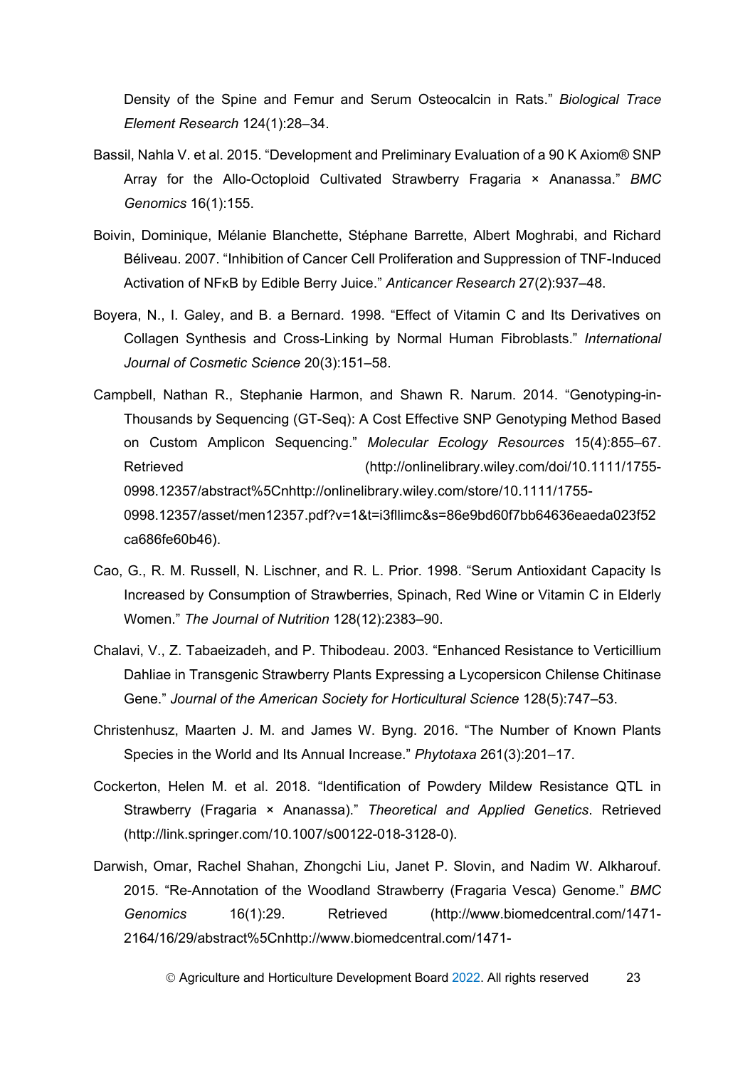Density of the Spine and Femur and Serum Osteocalcin in Rats." *Biological Trace Element Research* 124(1):28–34.

Bassil, Nahla V. et al. 2015. "Development and Preliminary Evaluation of a 90 K Axiom® SNP Array for the Allo-Octoploid Cultivated Strawberry Fragaria × Ananassa." *BMC Genomics* 16(1):155.

Boivin, Dominique, Mélanie Blanchette, Stéphane Barrette, Albert Moghrabi, and Richard Béliveau. 2007. "Inhibition of Cancer Cell Proliferation and Suppression of TNF-Induced Activation of NFκB by Edible Berry Juice." *Anticancer Research* 27(2):937–48.

Boyera, N., I. Galey, and B. a Bernard. 1998. "Effect of Vitamin C and Its Derivatives on Collagen Synthesis and Cross-Linking by Normal Human Fibroblasts." *International Journal of Cosmetic Science* 20(3):151–58.

Campbell, Nathan R., Stephanie Harmon, and Shawn R. Narum. 2014. "Genotyping-in-Thousands by Sequencing (GT-Seq): A Cost Effective SNP Genotyping Method Based on Custom Amplicon Sequencing." *Molecular Ecology Resources* 15(4):855–67. Retrieved (http://onlinelibrary.wiley.com/doi/10.1111/1755-0998.12357/abstract%5Cnhttp://onlinelibrary.wiley.com/store/10.1111/1755-0998.12357/asset/men12357.pdf?v=1&t=i3fllimc&s=86e9bd60f7bb64636eaeda023f52ca686fe60b46).

Cao, G., R. M. Russell, N. Lischner, and R. L. Prior. 1998. "Serum Antioxidant Capacity Is Increased by Consumption of Strawberries, Spinach, Red Wine or Vitamin C in Elderly Women." *The Journal of Nutrition* 128(12):2383–90.

Chalavi, V., Z. Tabaeizadeh, and P. Thibodeau. 2003. "Enhanced Resistance to Verticillium Dahliae in Transgenic Strawberry Plants Expressing a Lycopersicon Chilense Chitinase Gene." *Journal of the American Society for Horticultural Science* 128(5):747–53.

Christenhusz, Maarten J. M. and James W. Byng. 2016. "The Number of Known Plants Species in the World and Its Annual Increase." *Phytotaxa* 261(3):201–17.

Cockerton, Helen M. et al. 2018. "Identification of Powdery Mildew Resistance QTL in Strawberry (Fragaria × Ananassa)." *Theoretical and Applied Genetics*. Retrieved (http://link.springer.com/10.1007/s00122-018-3128-0).

Darwish, Omar, Rachel Shahan, Zhongchi Liu, Janet P. Slovin, and Nadim W. Alkharouf. 2015. "Re-Annotation of the Woodland Strawberry (Fragaria Vesca) Genome." *BMC Genomics* 16(1):29. Retrieved (http://www.biomedcentral.com/1471-2164/16/29/abstract%5Cnhttp://www.biomedcentral.com/1471-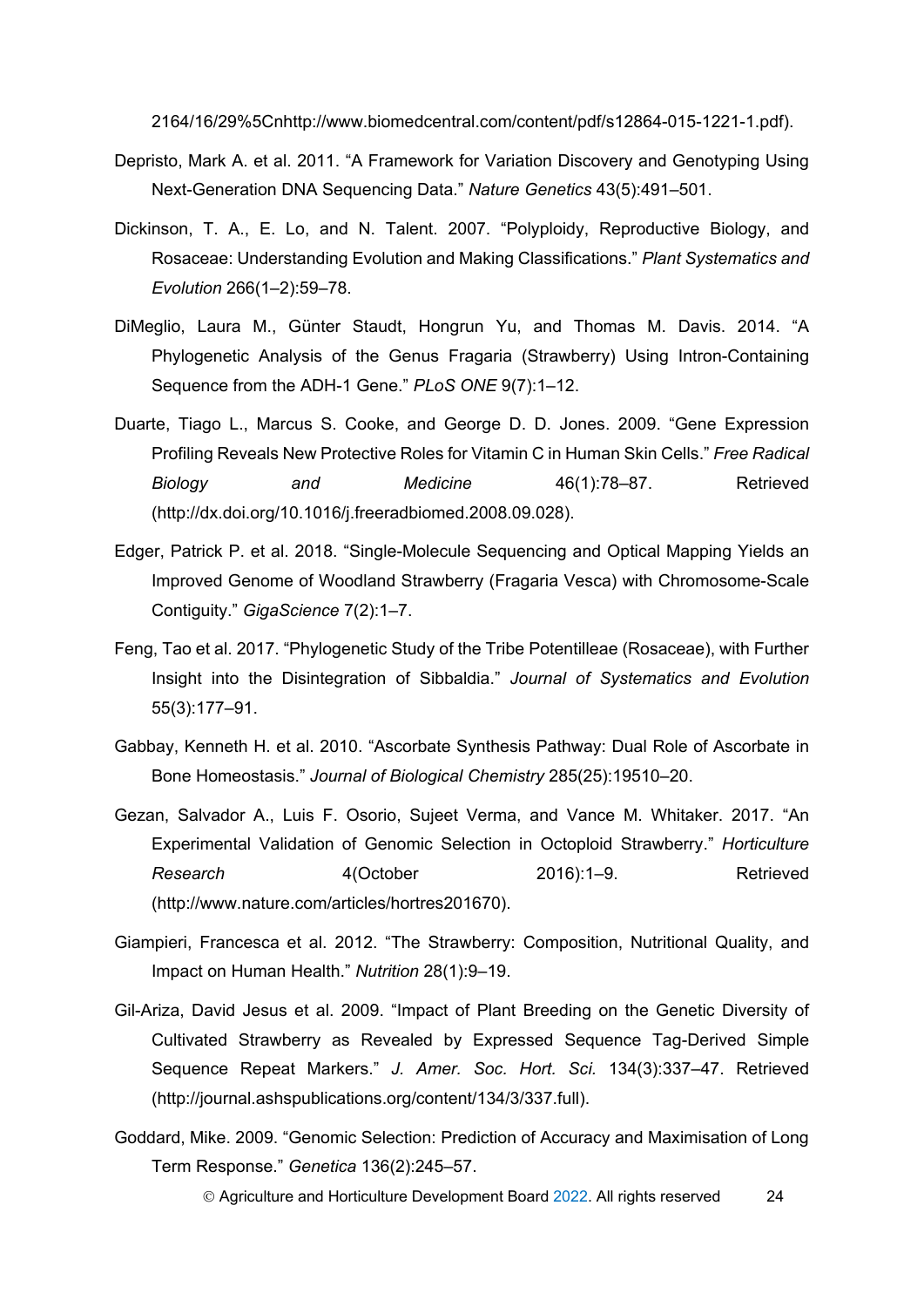2164/16/29%5Cnhttp://www.biomedcentral.com/content/pdf/s12864-015-1221-1.pdf).

Depristo, Mark A. et al. 2011. "A Framework for Variation Discovery and Genotyping Using Next-Generation DNA Sequencing Data." *Nature Genetics* 43(5):491–501.

Dickinson, T. A., E. Lo, and N. Talent. 2007. "Polyploidy, Reproductive Biology, and Rosaceae: Understanding Evolution and Making Classifications." *Plant Systematics and Evolution* 266(1–2):59–78.

DiMeglio, Laura M., Günter Staudt, Hongrun Yu, and Thomas M. Davis. 2014. "A Phylogenetic Analysis of the Genus Fragaria (Strawberry) Using Intron-Containing Sequence from the ADH-1 Gene." *PLoS ONE* 9(7):1–12.

Duarte, Tiago L., Marcus S. Cooke, and George D. D. Jones. 2009. "Gene Expression Profiling Reveals New Protective Roles for Vitamin C in Human Skin Cells." *Free Radical Biology and Medicine* 46(1):78–87. Retrieved (http://dx.doi.org/10.1016/j.freeradbiomed.2008.09.028).

Edger, Patrick P. et al. 2018. "Single-Molecule Sequencing and Optical Mapping Yields an Improved Genome of Woodland Strawberry (Fragaria Vesca) with Chromosome-Scale Contiguity." *GigaScience* 7(2):1–7.

Feng, Tao et al. 2017. "Phylogenetic Study of the Tribe Potentilleae (Rosaceae), with Further Insight into the Disintegration of Sibbaldia." *Journal of Systematics and Evolution* 55(3):177–91.

Gabbay, Kenneth H. et al. 2010. "Ascorbate Synthesis Pathway: Dual Role of Ascorbate in Bone Homeostasis." *Journal of Biological Chemistry* 285(25):19510–20.

Gezan, Salvador A., Luis F. Osorio, Sujeet Verma, and Vance M. Whitaker. 2017. "An Experimental Validation of Genomic Selection in Octoploid Strawberry." *Horticulture Research* 4(October 2016):1–9. Retrieved (http://www.nature.com/articles/hortres201670).

Giampieri, Francesca et al. 2012. "The Strawberry: Composition, Nutritional Quality, and Impact on Human Health." *Nutrition* 28(1):9–19.

Gil-Ariza, David Jesus et al. 2009. "Impact of Plant Breeding on the Genetic Diversity of Cultivated Strawberry as Revealed by Expressed Sequence Tag-Derived Simple Sequence Repeat Markers." *J. Amer. Soc. Hort. Sci.* 134(3):337–47. Retrieved (http://journal.ashspublications.org/content/134/3/337.full).

Goddard, Mike. 2009. "Genomic Selection: Prediction of Accuracy and Maximisation of Long Term Response." *Genetica* 136(2):245–57.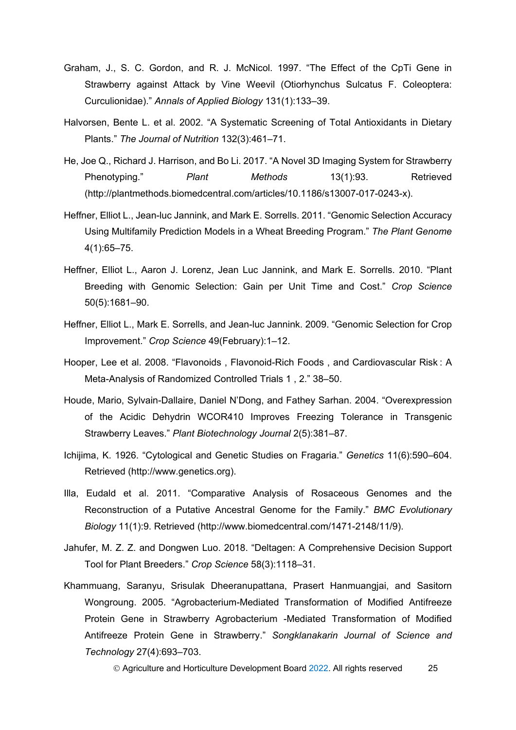Graham, J., S. C. Gordon, and R. J. McNicol. 1997. “The Effect of the CpTi Gene in Strawberry against Attack by Vine Weevil (Otiorhynchus Sulcatus F. Coleoptera: Curculionidae).” *Annals of Applied Biology* 131(1):133–39.

Halvorsen, Bente L. et al. 2002. “A Systematic Screening of Total Antioxidants in Dietary Plants.” *The Journal of Nutrition* 132(3):461–71.

He, Joe Q., Richard J. Harrison, and Bo Li. 2017. “A Novel 3D Imaging System for Strawberry Phenotyping.” *Plant Methods* 13(1):93. Retrieved (http://plantmethods.biomedcentral.com/articles/10.1186/s13007-017-0243-x).

Heffner, Elliot L., Jean-luc Jannink, and Mark E. Sorrells. 2011. “Genomic Selection Accuracy Using Multifamily Prediction Models in a Wheat Breeding Program.” *The Plant Genome* 4(1):65–75.

Heffner, Elliot L., Aaron J. Lorenz, Jean Luc Jannink, and Mark E. Sorrells. 2010. “Plant Breeding with Genomic Selection: Gain per Unit Time and Cost.” *Crop Science* 50(5):1681–90.

Heffner, Elliot L., Mark E. Sorrells, and Jean-luc Jannink. 2009. “Genomic Selection for Crop Improvement.” *Crop Science* 49(February):1–12.

Hooper, Lee et al. 2008. “Flavonoids , Flavonoid-Rich Foods , and Cardiovascular Risk : A Meta-Analysis of Randomized Controlled Trials 1 , 2.” 38–50.

Houde, Mario, Sylvain-Dallaire, Daniel N’Dong, and Fathey Sarhan. 2004. “Overexpression of the Acidic Dehydrin WCOR410 Improves Freezing Tolerance in Transgenic Strawberry Leaves.” *Plant Biotechnology Journal* 2(5):381–87.

Ichijima, K. 1926. “Cytological and Genetic Studies on Fragaria.” *Genetics* 11(6):590–604. Retrieved (http://www.genetics.org).

Illa, Eudald et al. 2011. “Comparative Analysis of Rosaceous Genomes and the Reconstruction of a Putative Ancestral Genome for the Family.” *BMC Evolutionary Biology* 11(1):9. Retrieved (http://www.biomedcentral.com/1471-2148/11/9).

Jahufer, M. Z. Z. and Dongwen Luo. 2018. “Deltagen: A Comprehensive Decision Support Tool for Plant Breeders.” *Crop Science* 58(3):1118–31.

Khammuang, Saranyu, Srisulak Dheeranupattana, Prasert Hanmuangjai, and Sasitorn Wongroung. 2005. “Agrobacterium-Mediated Transformation of Modified Antifreeze Protein Gene in Strawberry Agrobacterium -Mediated Transformation of Modified Antifreeze Protein Gene in Strawberry.” *Songklanakarin Journal of Science and Technology* 27(4):693–703.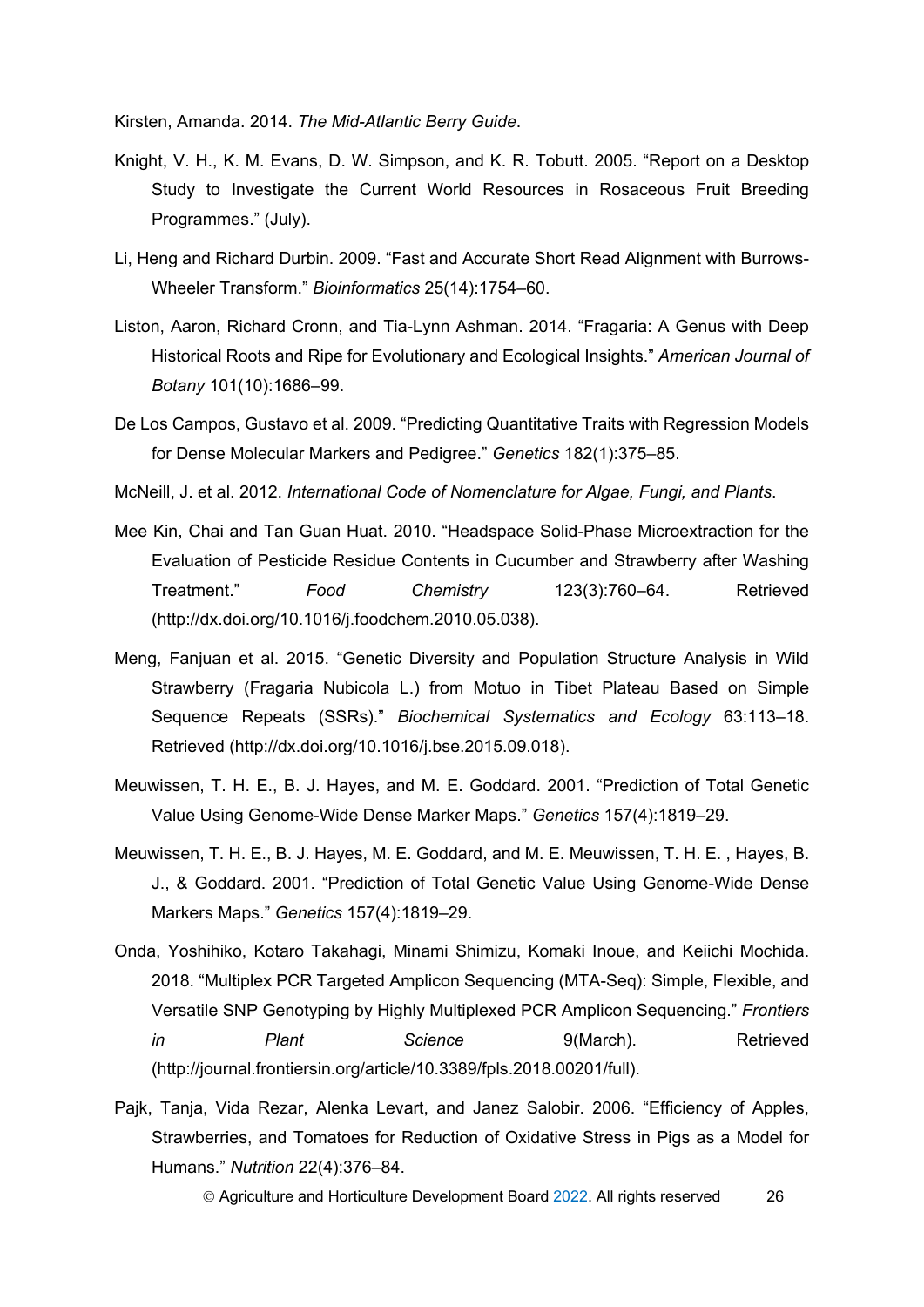Kirsten, Amanda. 2014. *The Mid-Atlantic Berry Guide*.

Knight, V. H., K. M. Evans, D. W. Simpson, and K. R. Tobutt. 2005. "Report on a Desktop Study to Investigate the Current World Resources in Rosaceous Fruit Breeding Programmes." (July).

Li, Heng and Richard Durbin. 2009. "Fast and Accurate Short Read Alignment with Burrows-Wheeler Transform." *Bioinformatics* 25(14):1754–60.

Liston, Aaron, Richard Cronn, and Tia-Lynn Ashman. 2014. "Fragaria: A Genus with Deep Historical Roots and Ripe for Evolutionary and Ecological Insights." *American Journal of Botany* 101(10):1686–99.

De Los Campos, Gustavo et al. 2009. "Predicting Quantitative Traits with Regression Models for Dense Molecular Markers and Pedigree." *Genetics* 182(1):375–85.

McNeill, J. et al. 2012. *International Code of Nomenclature for Algae, Fungi, and Plants*.

Mee Kin, Chai and Tan Guan Huat. 2010. "Headspace Solid-Phase Microextraction for the Evaluation of Pesticide Residue Contents in Cucumber and Strawberry after Washing Treatment." *Food Chemistry* 123(3):760–64. Retrieved (http://dx.doi.org/10.1016/j.foodchem.2010.05.038).

Meng, Fanjuan et al. 2015. "Genetic Diversity and Population Structure Analysis in Wild Strawberry (Fragaria Nubicola L.) from Motuo in Tibet Plateau Based on Simple Sequence Repeats (SSRs)." *Biochemical Systematics and Ecology* 63:113–18. Retrieved (http://dx.doi.org/10.1016/j.bse.2015.09.018).

Meuwissen, T. H. E., B. J. Hayes, and M. E. Goddard. 2001. "Prediction of Total Genetic Value Using Genome-Wide Dense Marker Maps." *Genetics* 157(4):1819–29.

Meuwissen, T. H. E., B. J. Hayes, M. E. Goddard, and M. E. Meuwissen, T. H. E. , Hayes, B. J., & Goddard. 2001. "Prediction of Total Genetic Value Using Genome-Wide Dense Markers Maps." *Genetics* 157(4):1819–29.

Onda, Yoshihiko, Kotaro Takahagi, Minami Shimizu, Komaki Inoue, and Keiichi Mochida. 2018. "Multiplex PCR Targeted Amplicon Sequencing (MTA-Seq): Simple, Flexible, and Versatile SNP Genotyping by Highly Multiplexed PCR Amplicon Sequencing." *Frontiers in Plant Science* 9(March). Retrieved (http://journal.frontiersin.org/article/10.3389/fpls.2018.00201/full).

Pajk, Tanja, Vida Rezar, Alenka Levart, and Janez Salobir. 2006. "Efficiency of Apples, Strawberries, and Tomatoes for Reduction of Oxidative Stress in Pigs as a Model for Humans." *Nutrition* 22(4):376–84.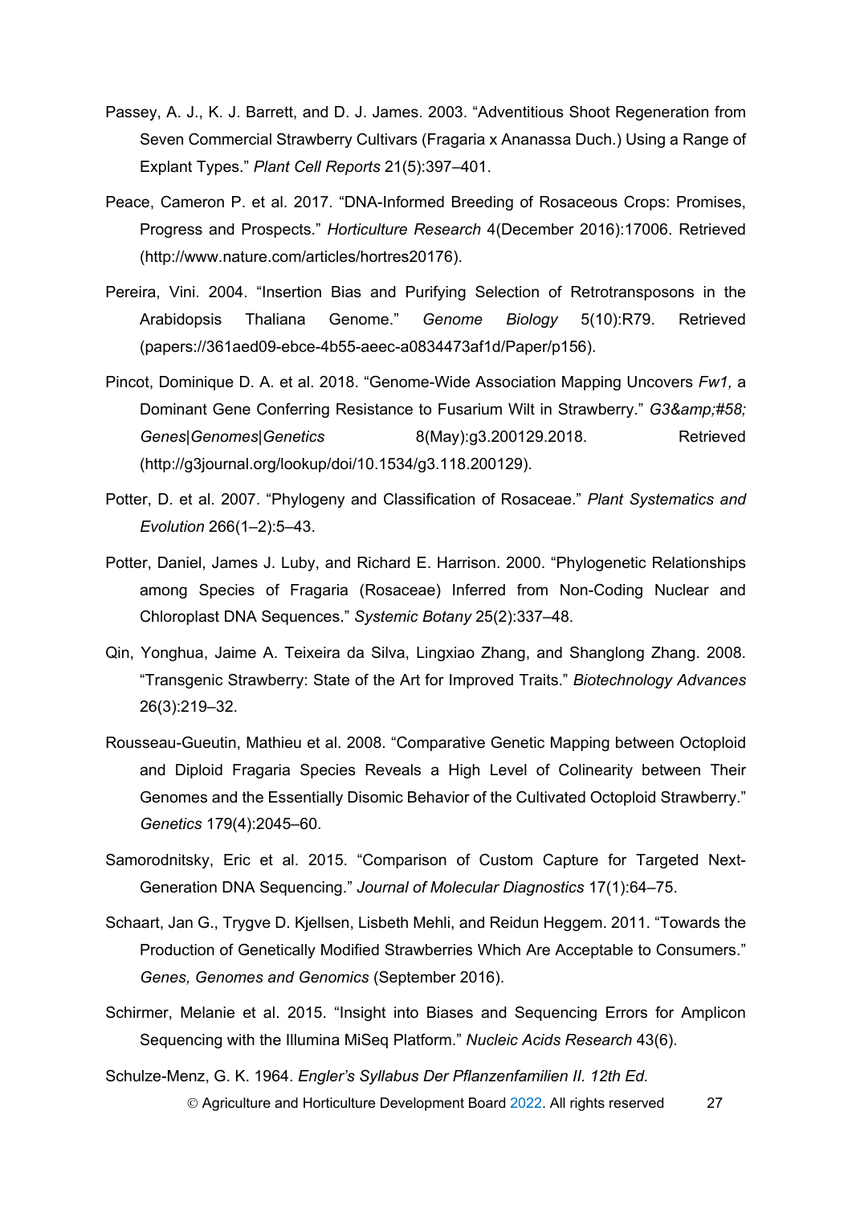Passey, A. J., K. J. Barrett, and D. J. James. 2003. "Adventitious Shoot Regeneration from Seven Commercial Strawberry Cultivars (Fragaria x Ananassa Duch.) Using a Range of Explant Types." *Plant Cell Reports* 21(5):397–401.

Peace, Cameron P. et al. 2017. "DNA-Informed Breeding of Rosaceous Crops: Promises, Progress and Prospects." *Horticulture Research* 4(December 2016):17006. Retrieved (http://www.nature.com/articles/hortres20176).

Pereira, Vini. 2004. "Insertion Bias and Purifying Selection of Retrotransposons in the Arabidopsis Thaliana Genome." *Genome Biology* 5(10):R79. Retrieved (papers://361aed09-ebce-4b55-aeec-a0834473af1d/Paper/p156).

Pincot, Dominique D. A. et al. 2018. "Genome-Wide Association Mapping Uncovers *Fw1,* a Dominant Gene Conferring Resistance to Fusarium Wilt in Strawberry." *G3&amp;#58; Genes|Genomes|Genetics* 8(May):g3.200129.2018. Retrieved (http://g3journal.org/lookup/doi/10.1534/g3.118.200129).

Potter, D. et al. 2007. "Phylogeny and Classification of Rosaceae." *Plant Systematics and Evolution* 266(1–2):5–43.

Potter, Daniel, James J. Luby, and Richard E. Harrison. 2000. "Phylogenetic Relationships among Species of Fragaria (Rosaceae) Inferred from Non-Coding Nuclear and Chloroplast DNA Sequences." *Systemic Botany* 25(2):337–48.

Qin, Yonghua, Jaime A. Teixeira da Silva, Lingxiao Zhang, and Shanglong Zhang. 2008. "Transgenic Strawberry: State of the Art for Improved Traits." *Biotechnology Advances* 26(3):219–32.

Rousseau-Gueutin, Mathieu et al. 2008. "Comparative Genetic Mapping between Octoploid and Diploid Fragaria Species Reveals a High Level of Colinearity between Their Genomes and the Essentially Disomic Behavior of the Cultivated Octoploid Strawberry." *Genetics* 179(4):2045–60.

Samorodnitsky, Eric et al. 2015. "Comparison of Custom Capture for Targeted Next-Generation DNA Sequencing." *Journal of Molecular Diagnostics* 17(1):64–75.

Schaart, Jan G., Trygve D. Kjellsen, Lisbeth Mehli, and Reidun Heggem. 2011. "Towards the Production of Genetically Modified Strawberries Which Are Acceptable to Consumers." *Genes, Genomes and Genomics* (September 2016).

Schirmer, Melanie et al. 2015. "Insight into Biases and Sequencing Errors for Amplicon Sequencing with the Illumina MiSeq Platform." *Nucleic Acids Research* 43(6).

Schulze-Menz, G. K. 1964. *Engler's Syllabus Der Pflanzenfamilien II. 12th Ed.*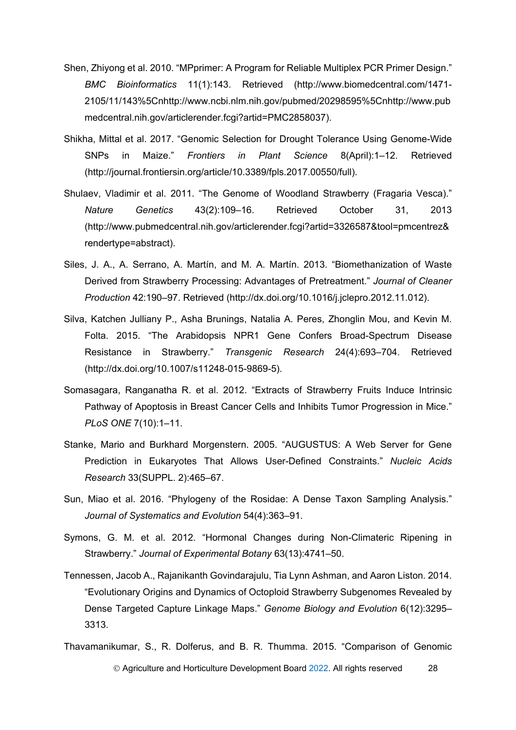Shen, Zhiyong et al. 2010. "MPprimer: A Program for Reliable Multiplex PCR Primer Design." *BMC Bioinformatics* 11(1):143. Retrieved (http://www.biomedcentral.com/1471-2105/11/143%5Cnhttp://www.ncbi.nlm.nih.gov/pubmed/20298595%5Cnhttp://www.pubmedcentral.nih.gov/articlerender.fcgi?artid=PMC2858037).

Shikha, Mittal et al. 2017. "Genomic Selection for Drought Tolerance Using Genome-Wide SNPs in Maize." *Frontiers in Plant Science* 8(April):1–12. Retrieved (http://journal.frontiersin.org/article/10.3389/fpls.2017.00550/full).

Shulaev, Vladimir et al. 2011. "The Genome of Woodland Strawberry (Fragaria Vesca)." *Nature Genetics* 43(2):109–16. Retrieved October 31, 2013 (http://www.pubmedcentral.nih.gov/articlerender.fcgi?artid=3326587&tool=pmcentrez&rendertype=abstract).

Siles, J. A., A. Serrano, A. Martín, and M. A. Martín. 2013. "Biomethanization of Waste Derived from Strawberry Processing: Advantages of Pretreatment." *Journal of Cleaner Production* 42:190–97. Retrieved (http://dx.doi.org/10.1016/j.jclepro.2012.11.012).

Silva, Katchen Julliany P., Asha Brunings, Natalia A. Peres, Zhonglin Mou, and Kevin M. Folta. 2015. "The Arabidopsis NPR1 Gene Confers Broad-Spectrum Disease Resistance in Strawberry." *Transgenic Research* 24(4):693–704. Retrieved (http://dx.doi.org/10.1007/s11248-015-9869-5).

Somasagara, Ranganatha R. et al. 2012. "Extracts of Strawberry Fruits Induce Intrinsic Pathway of Apoptosis in Breast Cancer Cells and Inhibits Tumor Progression in Mice." *PLoS ONE* 7(10):1–11.

Stanke, Mario and Burkhard Morgenstern. 2005. "AUGUSTUS: A Web Server for Gene Prediction in Eukaryotes That Allows User-Defined Constraints." *Nucleic Acids Research* 33(SUPPL. 2):465–67.

Sun, Miao et al. 2016. "Phylogeny of the Rosidae: A Dense Taxon Sampling Analysis." *Journal of Systematics and Evolution* 54(4):363–91.

Symons, G. M. et al. 2012. "Hormonal Changes during Non-Climateric Ripening in Strawberry." *Journal of Experimental Botany* 63(13):4741–50.

Tennessen, Jacob A., Rajanikanth Govindarajulu, Tia Lynn Ashman, and Aaron Liston. 2014. "Evolutionary Origins and Dynamics of Octoploid Strawberry Subgenomes Revealed by Dense Targeted Capture Linkage Maps." *Genome Biology and Evolution* 6(12):3295–3313.

Thavamanikumar, S., R. Dolferus, and B. R. Thumma. 2015. "Comparison of Genomic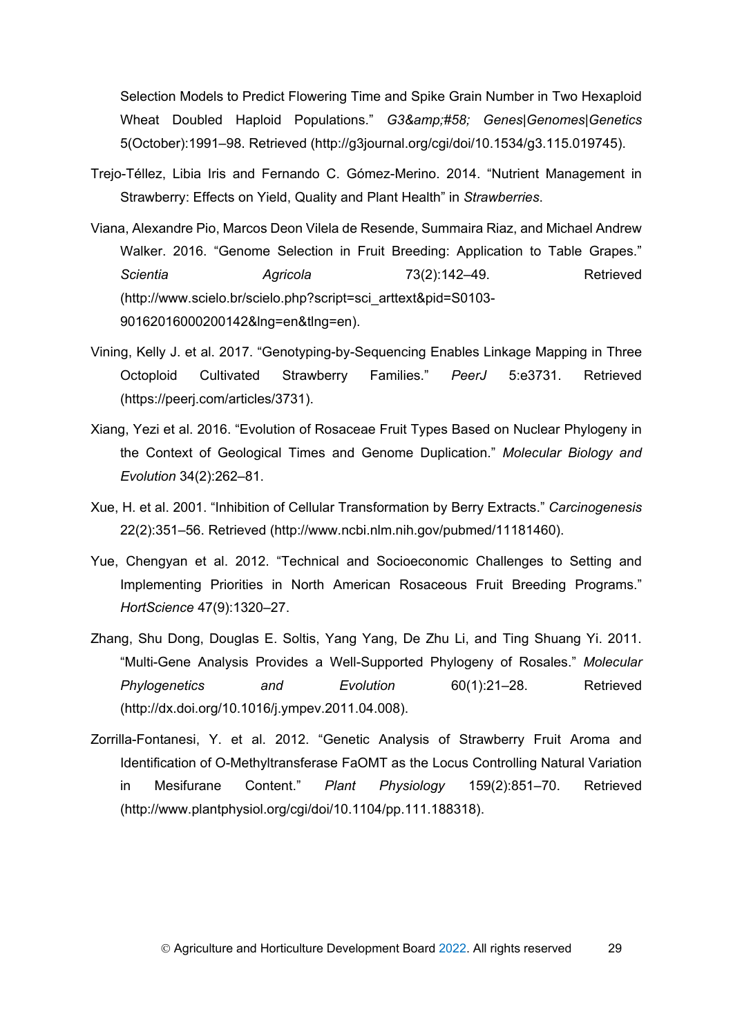Selection Models to Predict Flowering Time and Spike Grain Number in Two Hexaploid Wheat Doubled Haploid Populations." *G3&amp;#58; Genes|Genomes|Genetics* 5(October):1991–98. Retrieved (http://g3journal.org/cgi/doi/10.1534/g3.115.019745).

Trejo-Téllez, Libia Iris and Fernando C. Gómez-Merino. 2014. "Nutrient Management in Strawberry: Effects on Yield, Quality and Plant Health" in *Strawberries*.

Viana, Alexandre Pio, Marcos Deon Vilela de Resende, Summaira Riaz, and Michael Andrew Walker. 2016. "Genome Selection in Fruit Breeding: Application to Table Grapes." *Scientia Agricola* 73(2):142–49. Retrieved (http://www.scielo.br/scielo.php?script=sci_arttext&pid=S0103-90162016000200142&lng=en&tlng=en).

Vining, Kelly J. et al. 2017. "Genotyping-by-Sequencing Enables Linkage Mapping in Three Octoploid Cultivated Strawberry Families." *PeerJ* 5:e3731. Retrieved (https://peerj.com/articles/3731).

Xiang, Yezi et al. 2016. "Evolution of Rosaceae Fruit Types Based on Nuclear Phylogeny in the Context of Geological Times and Genome Duplication." *Molecular Biology and Evolution* 34(2):262–81.

Xue, H. et al. 2001. "Inhibition of Cellular Transformation by Berry Extracts." *Carcinogenesis* 22(2):351–56. Retrieved (http://www.ncbi.nlm.nih.gov/pubmed/11181460).

Yue, Chengyan et al. 2012. "Technical and Socioeconomic Challenges to Setting and Implementing Priorities in North American Rosaceous Fruit Breeding Programs." *HortScience* 47(9):1320–27.

Zhang, Shu Dong, Douglas E. Soltis, Yang Yang, De Zhu Li, and Ting Shuang Yi. 2011. "Multi-Gene Analysis Provides a Well-Supported Phylogeny of Rosales." *Molecular Phylogenetics and Evolution* 60(1):21–28. Retrieved (http://dx.doi.org/10.1016/j.ympev.2011.04.008).

Zorrilla-Fontanesi, Y. et al. 2012. "Genetic Analysis of Strawberry Fruit Aroma and Identification of O-Methyltransferase FaOMT as the Locus Controlling Natural Variation in Mesifurane Content." *Plant Physiology* 159(2):851–70. Retrieved (http://www.plantphysiol.org/cgi/doi/10.1104/pp.111.188318).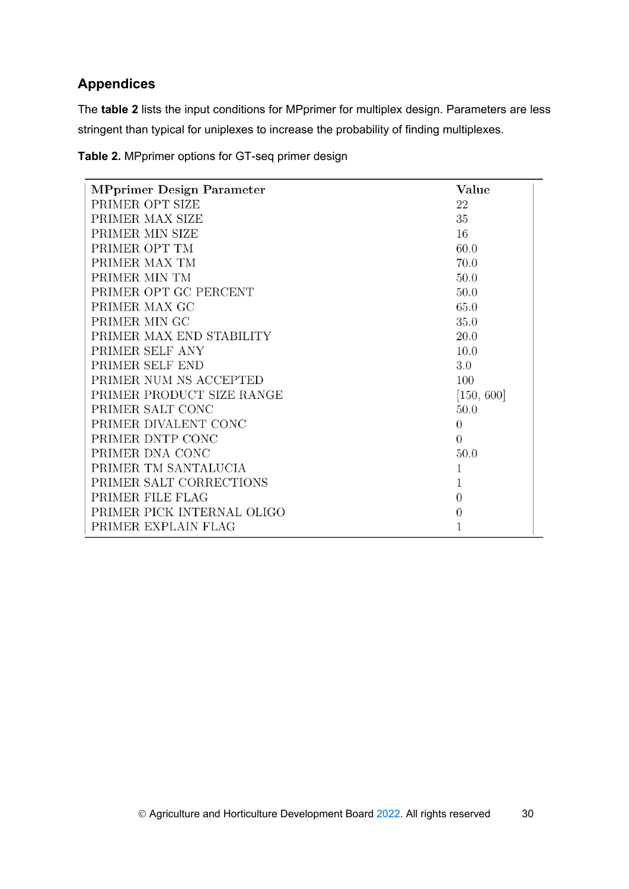## Appendices

The **table 2** lists the input conditions for MPprimer for multiplex design. Parameters are less stringent than typical for uniplexes to increase the probability of finding multiplexes.

**Table 2.** MPprimer options for GT-seq primer design

| MPprimer Design Parameter | Value |
|---|---|
| PRIMER OPT SIZE | 22 |
| PRIMER MAX SIZE | 35 |
| PRIMER MIN SIZE | 16 |
| PRIMER OPT TM | 60.0 |
| PRIMER MAX TM | 70.0 |
| PRIMER MIN TM | 50.0 |
| PRIMER OPT GC PERCENT | 50.0 |
| PRIMER MAX GC | 65.0 |
| PRIMER MIN GC | 35.0 |
| PRIMER MAX END STABILITY | 20.0 |
| PRIMER SELF ANY | 10.0 |
| PRIMER SELF END | 3.0 |
| PRIMER NUM NS ACCEPTED | 100 |
| PRIMER PRODUCT SIZE RANGE | [150, 600] |
| PRIMER SALT CONC | 50.0 |
| PRIMER DIVALENT CONC | 0 |
| PRIMER DNTP CONC | 0 |
| PRIMER DNA CONC | 50.0 |
| PRIMER TM SANTALUCIA | 1 |
| PRIMER SALT CORRECTIONS | 1 |
| PRIMER FILE FLAG | 0 |
| PRIMER PICK INTERNAL OLIGO | 0 |
| PRIMER EXPLAIN FLAG | 1 |